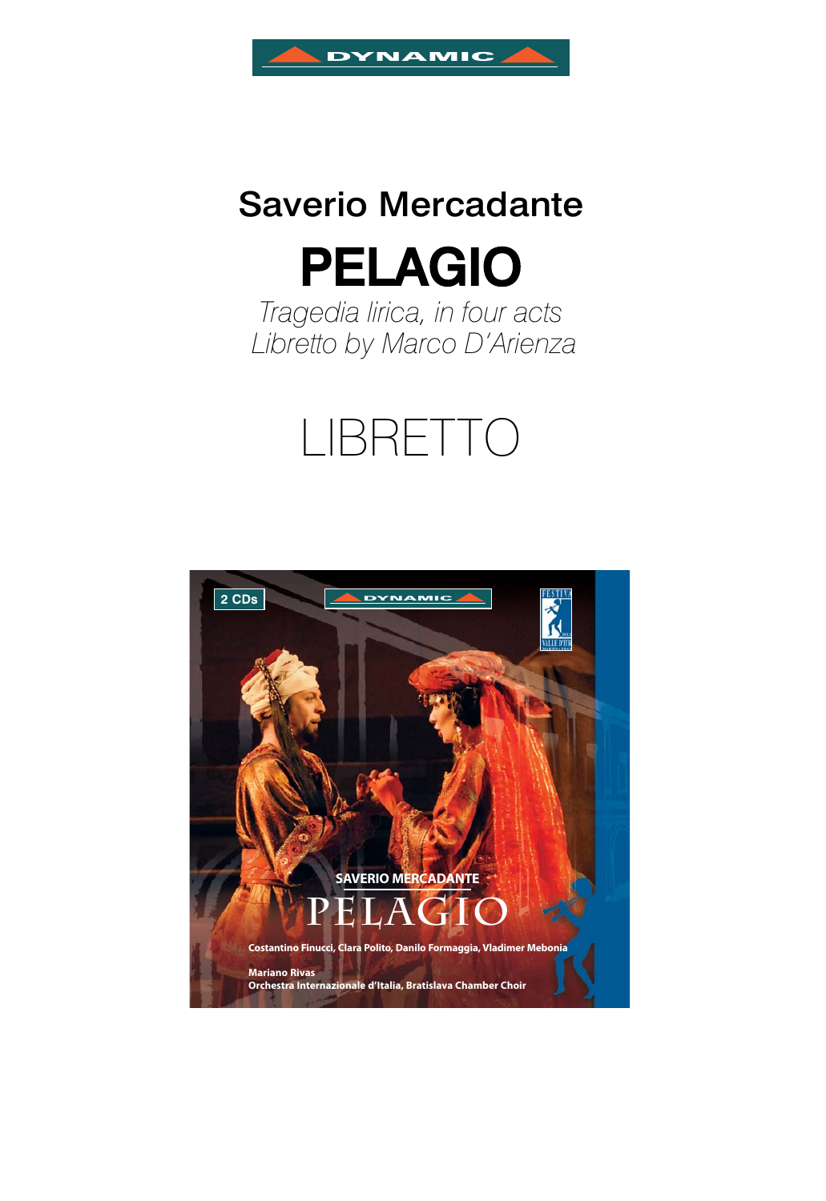DYNAMIC

# Saverio Mercadante

# PELAGIO

*Tragedia lirica, in four acts*
*Libretto by Marco D'Arienza*

# LIBRETTO

2 CDs

DYNAMIC

SAVERIO MERCADANTE

PELAGIO

Costantino Finucci, Clara Polito, Danilo Formaggia, Vladimer Mebonia

Mariano Rivas
Orchestra Internazionale d'Italia, Bratislava Chamber Choir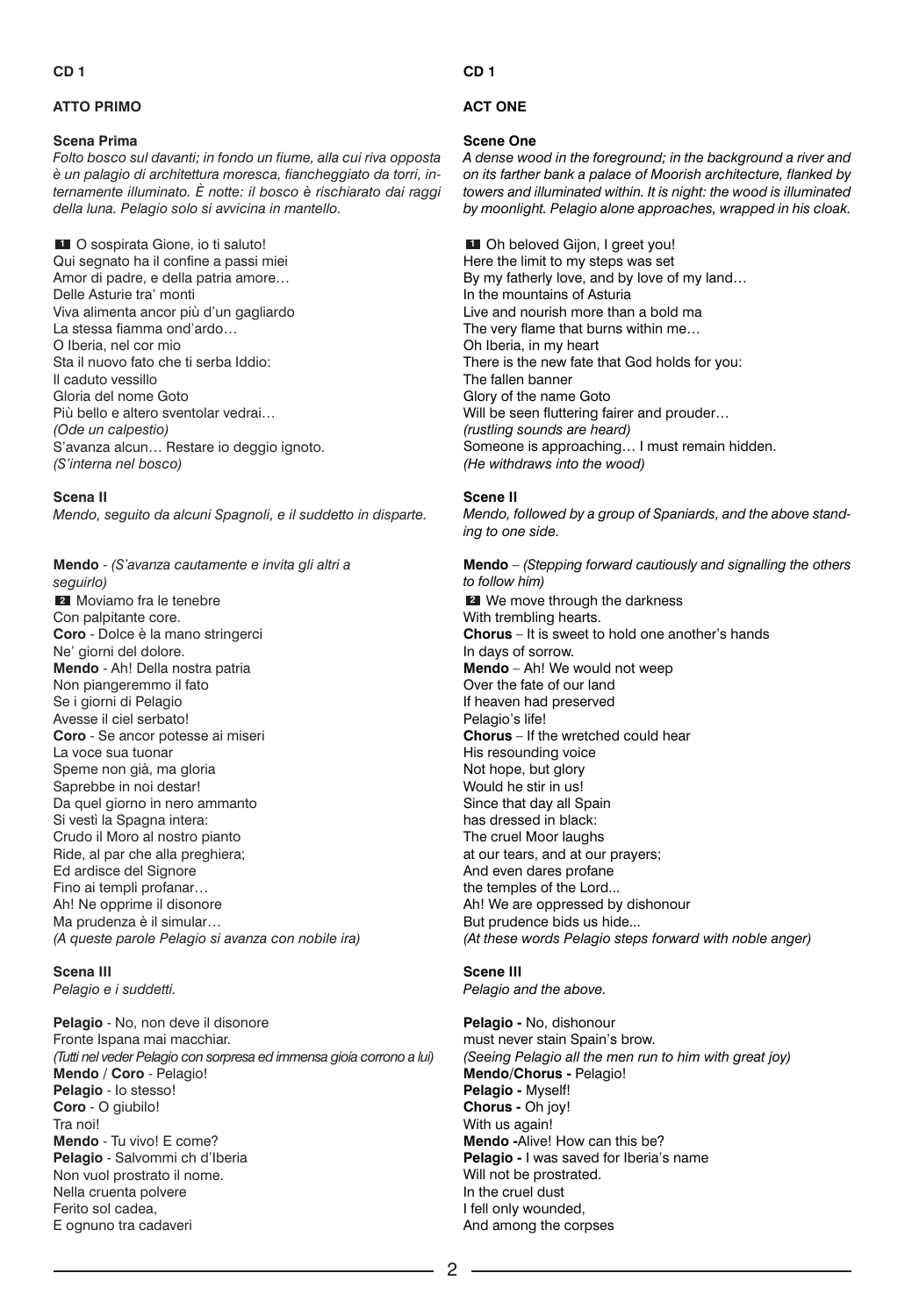**CD 1**

### ATTO PRIMO

**Scena Prima**

*Folto bosco sul davanti; in fondo un fiume, alla cui riva opposta è un palagio di architettura moresca, fiancheggiato da torri, internamente illuminato. È notte: il bosco è rischiarato dai raggi della luna. Pelagio solo si avvicina in mantello.*

**1** O sospirata Gione, io ti saluto!
Qui segnato ha il confine a passi miei
Amor di padre, e della patria amore…
Delle Asturie tra' monti
Viva alimenta ancor più d'un gagliardo
La stessa fiamma ond'ardo…
O Iberia, nel cor mio
Sta il nuovo fato che ti serba Iddio:
Il caduto vessillo
Gloria del nome Goto
Più bello e altero sventolar vedrai…
*(Ode un calpestio)*
S'avanza alcun… Restare io deggio ignoto.
*(S'interna nel bosco)*

**Scena II**

*Mendo, seguito da alcuni Spagnoli, e il suddetto in disparte.*

**Mendo** - *(S'avanza cautamente e invita gli altri a seguirlo)*
**2** Moviamo fra le tenebre
Con palpitante core.
**Coro** - Dolce è la mano stringerci
Ne' giorni del dolore.
**Mendo** - Ah! Della nostra patria
Non piangeremmo il fato
Se i giorni di Pelagio
Avesse il ciel serbato!
**Coro** - Se ancor potesse ai miseri
La voce sua tuonar
Speme non già, ma gloria
Saprebbe in noi destar!
Da quel giorno in nero ammanto
Si vestì la Spagna intera:
Crudo il Moro al nostro pianto
Ride, al par che alla preghiera;
Ed ardisce del Signore
Fino ai templi profanar…
Ah! Ne opprime il disonore
Ma prudenza è il simular…
*(A queste parole Pelagio si avanza con nobile ira)*

**Scena III**

*Pelagio e i suddetti.*

**Pelagio** - No, non deve il disonore
Fronte Ispana mai macchiar.
*(Tutti nel veder Pelagio con sorpresa ed immensa gioia corrono a lui)*
**Mendo** / **Coro** - Pelagio!
**Pelagio** - Io stesso!
**Coro** - O giubilo!
Tra noi!
**Mendo** - Tu vivo! E come?
**Pelagio** - Salvommi ch d'Iberia
Non vuol prostrato il nome.
Nella cruenta polvere
Ferito sol cadea,
E ognuno tra cadaveri

**CD 1**

### ACT ONE

**Scene One**

*A dense wood in the foreground; in the background a river and on its farther bank a palace of Moorish architecture, flanked by towers and illuminated within. It is night: the wood is illuminated by moonlight. Pelagio alone approaches, wrapped in his cloak.*

**1** Oh beloved Gijon, I greet you!
Here the limit to my steps was set
By my fatherly love, and by love of my land…
In the mountains of Asturia
Live and nourish more than a bold ma
The very flame that burns within me…
Oh Iberia, in my heart
There is the new fate that God holds for you:
The fallen banner
Glory of the name Goto
Will be seen fluttering fairer and prouder…
*(rustling sounds are heard)*
Someone is approaching… I must remain hidden.
*(He withdraws into the wood)*

**Scene II**

*Mendo, followed by a group of Spaniards, and the above standing to one side.*

**Mendo** – *(Stepping forward cautiously and signalling the others to follow him)*
**2** We move through the darkness
With trembling hearts.
**Chorus** – It is sweet to hold one another's hands
In days of sorrow.
**Mendo** – Ah! We would not weep
Over the fate of our land
If heaven had preserved
Pelagio's life!
**Chorus** – If the wretched could hear
His resounding voice
Not hope, but glory
Would he stir in us!
Since that day all Spain
has dressed in black:
The cruel Moor laughs
at our tears, and at our prayers;
And even dares profane
the temples of the Lord...
Ah! We are oppressed by dishonour
But prudence bids us hide...
*(At these words Pelagio steps forward with noble anger)*

**Scene III**

*Pelagio and the above.*

**Pelagio -** No, dishonour
must never stain Spain's brow.
*(Seeing Pelagio all the men run to him with great joy)*
**Mendo/Chorus -** Pelagio!
**Pelagio -** Myself!
**Chorus -** Oh joy!
With us again!
**Mendo -**Alive! How can this be?
**Pelagio -** I was saved for Iberia's name
Will not be prostrated.
In the cruel dust
I fell only wounded,
And among the corpses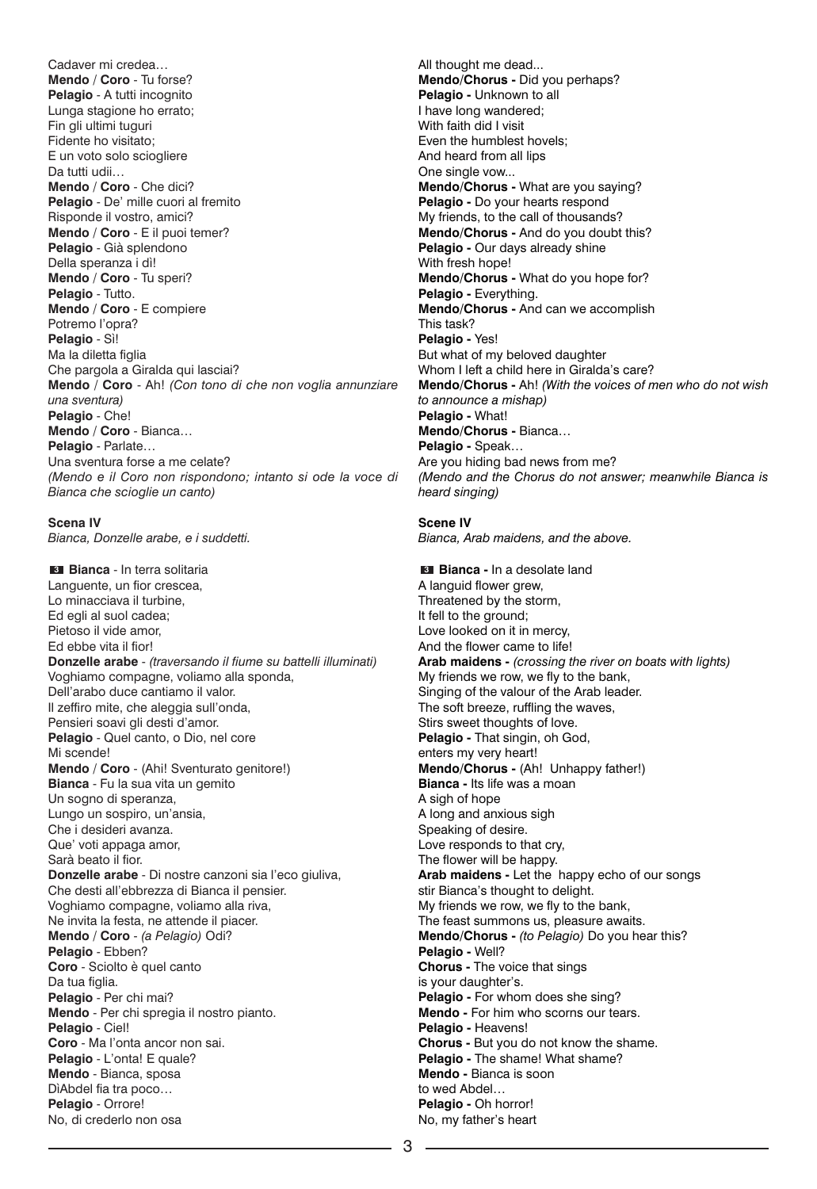Cadaver mi credea…
**Mendo** / **Coro** - Tu forse?
**Pelagio** - A tutti incognito
Lunga stagione ho errato;
Fin gli ultimi tuguri
Fidente ho visitato;
E un voto solo sciogliere
Da tutti udii…
**Mendo** / **Coro** - Che dici?
**Pelagio** - De' mille cuori al fremito
Risponde il vostro, amici?
**Mendo** / **Coro** - E il puoi temer?
**Pelagio** - Già splendono
Della speranza i dì!
**Mendo** / **Coro** - Tu speri?
**Pelagio** - Tutto.
**Mendo** / **Coro** - E compiere
Potremo l'opra?
**Pelagio** - Sì!
Ma la diletta figlia
Che pargola a Giralda qui lasciai?
**Mendo** / **Coro** - Ah! *(Con tono di che non voglia annunziare una sventura)*
**Pelagio** - Che!
**Mendo** / **Coro** - Bianca…
**Pelagio** - Parlate…
Una sventura forse a me celate?
*(Mendo e il Coro non rispondono; intanto si ode la voce di Bianca che scioglie un canto)*

**Scena IV**
*Bianca, Donzelle arabe, e i suddetti.*

**3** **Bianca** - In terra solitaria
Languente, un fior crescea,
Lo minacciava il turbine,
Ed egli al suol cadea;
Pietoso il vide amor,
Ed ebbe vita il fior!
**Donzelle arabe** - *(traversando il fiume su battelli illuminati)*
Voghiamo compagne, voliamo alla sponda,
Dell'arabo duce cantiamo il valor.
Il zeffiro mite, che aleggia sull'onda,
Pensieri soavi gli desti d'amor.
**Pelagio** - Quel canto, o Dio, nel core
Mi scende!
**Mendo** / **Coro** - (Ahi! Sventurato genitore!)
**Bianca** - Fu la sua vita un gemito
Un sogno di speranza,
Lungo un sospiro, un'ansia,
Che i desideri avanza.
Que' voti appaga amor,
Sarà beato il fior.
**Donzelle arabe** - Di nostre canzoni sia l'eco giuliva,
Che desti all'ebbrezza di Bianca il pensier.
Voghiamo compagne, voliamo alla riva,
Ne invita la festa, ne attende il piacer.
**Mendo** / **Coro** - *(a Pelagio)* Odi?
**Pelagio** - Ebben?
**Coro** - Sciolto è quel canto
Da tua figlia.
**Pelagio** - Per chi mai?
**Mendo** - Per chi spregia il nostro pianto.
**Pelagio** - Ciel!
**Coro** - Ma l'onta ancor non sai.
**Pelagio** - L'onta! E quale?
**Mendo** - Bianca, sposa
DìAbdel fia tra poco…
**Pelagio** - Orrore!
No, di crederlo non osa

All thought me dead...
**Mendo/Chorus -** Did you perhaps?
**Pelagio -** Unknown to all
I have long wandered;
With faith did I visit
Even the humblest hovels;
And heard from all lips
One single vow...
**Mendo/Chorus -** What are you saying?
**Pelagio -** Do your hearts respond
My friends, to the call of thousands?
**Mendo/Chorus -** And do you doubt this?
**Pelagio -** Our days already shine
With fresh hope!
**Mendo/Chorus -** What do you hope for?
**Pelagio -** Everything.
**Mendo/Chorus -** And can we accomplish
This task?
**Pelagio -** Yes!
But what of my beloved daughter
Whom I left a child here in Giralda's care?
**Mendo/Chorus -** Ah! *(With the voices of men who do not wish to announce a mishap)*
**Pelagio -** What!
**Mendo/Chorus -** Bianca…
**Pelagio -** Speak…
Are you hiding bad news from me?
*(Mendo and the Chorus do not answer; meanwhile Bianca is heard singing)*

**Scene IV**
*Bianca, Arab maidens, and the above.*

**3** **Bianca -** In a desolate land
A languid flower grew,
Threatened by the storm,
It fell to the ground;
Love looked on it in mercy,
And the flower came to life!
**Arab maidens -** *(crossing the river on boats with lights)*
My friends we row, we fly to the bank,
Singing of the valour of the Arab leader.
The soft breeze, ruffling the waves,
Stirs sweet thoughts of love.
**Pelagio -** That singin, oh God,
enters my very heart!
**Mendo/Chorus -** (Ah! Unhappy father!)
**Bianca -** Its life was a moan
A sigh of hope
A long and anxious sigh
Speaking of desire.
Love responds to that cry,
The flower will be happy.
**Arab maidens -** Let the happy echo of our songs
stir Bianca's thought to delight.
My friends we row, we fly to the bank,
The feast summons us, pleasure awaits.
**Mendo/Chorus -** *(to Pelagio)* Do you hear this?
**Pelagio -** Well?
**Chorus -** The voice that sings
is your daughter's.
**Pelagio -** For whom does she sing?
**Mendo -** For him who scorns our tears.
**Pelagio -** Heavens!
**Chorus -** But you do not know the shame.
**Pelagio -** The shame! What shame?
**Mendo -** Bianca is soon
to wed Abdel…
**Pelagio -** Oh horror!
No, my father's heart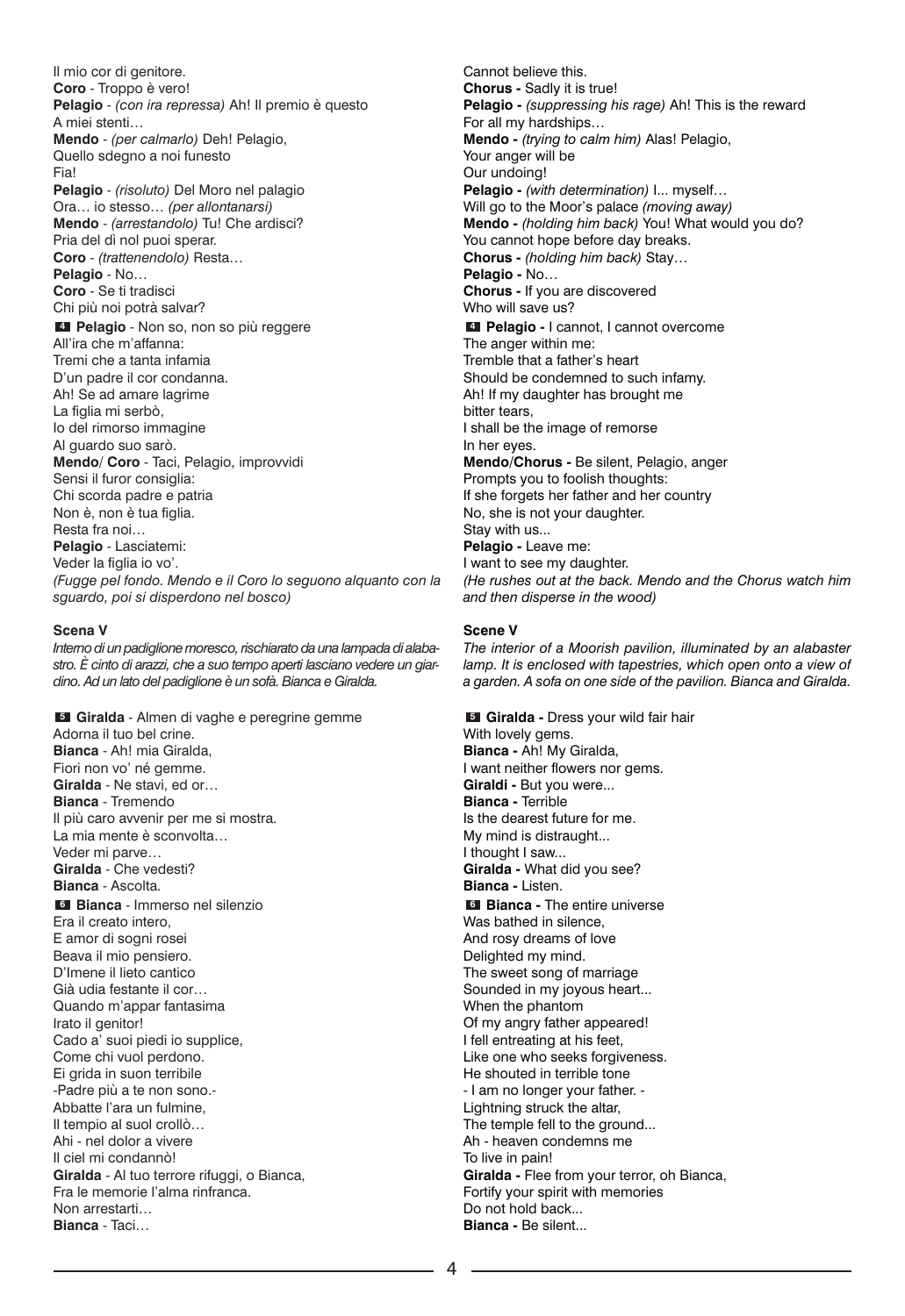Il mio cor di genitore.
**Coro** - Troppo è vero!
**Pelagio** - *(con ira repressa)* Ah! Il premio è questo
A miei stenti…
**Mendo** - *(per calmarlo)* Deh! Pelagio,
Quello sdegno a noi funesto
Fia!
**Pelagio** - *(risoluto)* Del Moro nel palagio
Ora… io stesso… *(per allontanarsi)*
**Mendo** - *(arrestandolo)* Tu! Che ardisci?
Pria del dì nol puoi sperar.
**Coro** - *(trattenendolo)* Resta…
**Pelagio** - No…
**Coro** - Se ti tradisci
Chi più noi potrà salvar?
**4** **Pelagio** - Non so, non so più reggere
All'ira che m'affanna:
Tremi che a tanta infamia
D'un padre il cor condanna.
Ah! Se ad amare lagrime
La figlia mi serbò,
Io del rimorso immagine
Al guardo suo sarò.
**Mendo**/ **Coro** - Taci, Pelagio, improvvidi
Sensi il furor consiglia:
Chi scorda padre e patria
Non è, non è tua figlia.
Resta fra noi…
**Pelagio** - Lasciatemi:
Veder la figlia io vo'.
*(Fugge pel fondo. Mendo e il Coro lo seguono alquanto con la sguardo, poi si disperdono nel bosco)*

**Scena V**

*Interno di un padiglione moresco, rischiarato da una lampada di alabastro. È cinto di arazzi, che a suo tempo aperti lasciano vedere un giardino. Ad un lato del padiglione è un sofà. Bianca e Giralda.*

**5** **Giralda** - Almen di vaghe e peregrine gemme
Adorna il tuo bel crine.
**Bianca** - Ah! mia Giralda,
Fiori non vo' né gemme.
**Giralda** - Ne stavi, ed or…
**Bianca** - Tremendo
Il più caro avvenir per me si mostra.
La mia mente è sconvolta…
Veder mi parve…
**Giralda** - Che vedesti?
**Bianca** - Ascolta.
**6** **Bianca** - Immerso nel silenzio
Era il creato intero,
E amor di sogni rosei
Beava il mio pensiero.
D'Imene il lieto cantico
Già udia festante il cor…
Quando m'appar fantasima
Irato il genitor!
Cado a' suoi piedi io supplice,
Come chi vuol perdono.
Ei grida in suon terribile
-Padre più a te non sono.-
Abbatte l'ara un fulmine,
Il tempio al suol crollò…
Ahi - nel dolor a vivere
Il ciel mi condannò!
**Giralda** - Al tuo terrore rifuggi, o Bianca,
Fra le memorie l'alma rinfranca.
Non arrestarti…
**Bianca** - Taci…

---

Cannot believe this.
**Chorus -** Sadly it is true!
**Pelagio -** *(suppressing his rage)* Ah! This is the reward
For all my hardships…
**Mendo -** *(trying to calm him)* Alas! Pelagio,
Your anger will be
Our undoing!
**Pelagio -** *(with determination)* I... myself…
Will go to the Moor's palace *(moving away)*
**Mendo -** *(holding him back)* You! What would you do?
You cannot hope before day breaks.
**Chorus -** *(holding him back)* Stay…
**Pelagio -** No…
**Chorus -** If you are discovered
Who will save us?
**4** **Pelagio -** I cannot, I cannot overcome
The anger within me:
Tremble that a father's heart
Should be condemned to such infamy.
Ah! If my daughter has brought me
bitter tears,
I shall be the image of remorse
In her eyes.
**Mendo**/**Chorus -** Be silent, Pelagio, anger
Prompts you to foolish thoughts:
If she forgets her father and her country
No, she is not your daughter.
Stay with us...
**Pelagio -** Leave me:
I want to see my daughter.
*(He rushes out at the back. Mendo and the Chorus watch him and then disperse in the wood)*

**Scene V**

*The interior of a Moorish pavilion, illuminated by an alabaster lamp. It is enclosed with tapestries, which open onto a view of a garden. A sofa on one side of the pavilion. Bianca and Giralda.*

**5** **Giralda -** Dress your wild fair hair
With lovely gems.
**Bianca -** Ah! My Giralda,
I want neither flowers nor gems.
**Giraldi -** But you were...
**Bianca -** Terrible
Is the dearest future for me.
My mind is distraught...
I thought I saw...
**Giralda -** What did you see?
**Bianca -** Listen.
**6** **Bianca -** The entire universe
Was bathed in silence,
And rosy dreams of love
Delighted my mind.
The sweet song of marriage
Sounded in my joyous heart...
When the phantom
Of my angry father appeared!
I fell entreating at his feet,
Like one who seeks forgiveness.
He shouted in terrible tone
- I am no longer your father. -
Lightning struck the altar,
The temple fell to the ground...
Ah - heaven condemns me
To live in pain!
**Giralda -** Flee from your terror, oh Bianca,
Fortify your spirit with memories
Do not hold back...
**Bianca -** Be silent...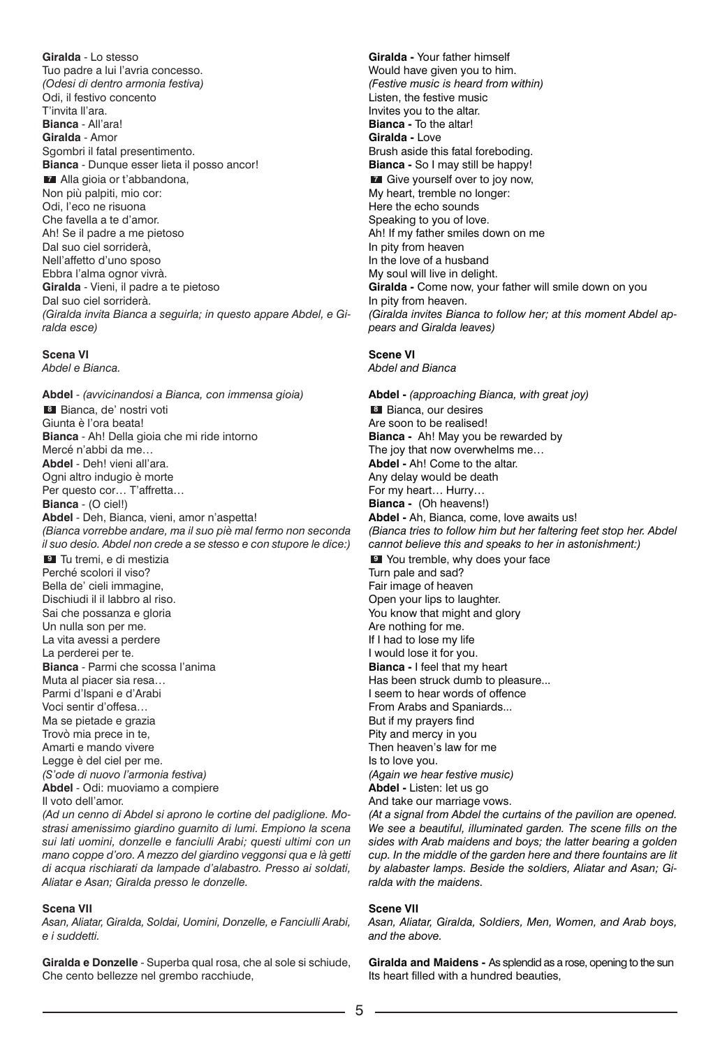**Giralda** - Lo stesso
Tuo padre a lui l'avria concesso.
*(Odesi di dentro armonia festiva)*
Odi, il festivo concento
T'invita ll'ara.
**Bianca** - All'ara!
**Giralda** - Amor
Sgombri il fatal presentimento.
**Bianca** - Dunque esser lieta il posso ancor!
**7** Alla gioia or t'abbandona,
Non più palpiti, mio cor:
Odi, l'eco ne risuona
Che favella a te d'amor.
Ah! Se il padre a me pietoso
Dal suo ciel sorriderà,
Nell'affetto d'uno sposo
Ebbra l'alma ognor vivrà.
**Giralda** - Vieni, il padre a te pietoso
Dal suo ciel sorriderà.
*(Giralda invita Bianca a seguirla; in questo appare Abdel, e Giralda esce)*

**Scena VI**
*Abdel e Bianca.*

**Abdel** - *(avvicinandosi a Bianca, con immensa gioia)*
**8** Bianca, de' nostri voti
Giunta è l'ora beata!
**Bianca** - Ah! Della gioia che mi ride intorno
Mercé n'abbi da me…
**Abdel** - Deh! vieni all'ara.
Ogni altro indugio è morte
Per questo cor… T'affretta…
**Bianca** - (O ciel!)
**Abdel** - Deh, Bianca, vieni, amor n'aspetta!
*(Bianca vorrebbe andare, ma il suo piè mal fermo non seconda il suo desio. Abdel non crede a se stesso e con stupore le dice:)*
**9** Tu tremi, e di mestizia
Perché scolori il viso?
Bella de' cieli immagine,
Dischiudi il il labbro al riso.
Sai che possanza e gloria
Un nulla son per me.
La vita avessi a perdere
La perderei per te.
**Bianca** - Parmi che scossa l'anima
Muta al piacer sia resa…
Parmi d'Ispani e d'Arabi
Voci sentir d'offesa…
Ma se pietade e grazia
Trovò mia prece in te,
Amarti e mando vivere
Legge è del ciel per me.
*(S'ode di nuovo l'armonia festiva)*
**Abdel** - Odi: muoviamo a compiere
Il voto dell'amor.
*(Ad un cenno di Abdel si aprono le cortine del padiglione. Mostrasi amenissimo giardino guarnito di lumi. Empiono la scena sui lati uomini, donzelle e fanciulli Arabi; questi ultimi con un mano coppe d'oro. A mezzo del giardino veggonsi qua e là getti di acqua rischiarati da lampade d'alabastro. Presso ai soldati, Aliatar e Asan; Giralda presso le donzelle.*

**Scena VII**
*Asan, Aliatar, Giralda, Soldai, Uomini, Donzelle, e Fanciulli Arabi, e i suddetti.*

**Giralda e Donzelle** - Superba qual rosa, che al sole si schiude,
Che cento bellezze nel grembo racchiude,

---

**Giralda -** Your father himself
Would have given you to him.
*(Festive music is heard from within)*
Listen, the festive music
Invites you to the altar.
**Bianca -** To the altar!
**Giralda -** Love
Brush aside this fatal foreboding.
**Bianca -** So I may still be happy!
**7** Give yourself over to joy now,
My heart, tremble no longer:
Here the echo sounds
Speaking to you of love.
Ah! If my father smiles down on me
In pity from heaven
In the love of a husband
My soul will live in delight.
**Giralda -** Come now, your father will smile down on you
In pity from heaven.
*(Giralda invites Bianca to follow her; at this moment Abdel appears and Giralda leaves)*

**Scene VI**
*Abdel and Bianca*

**Abdel -** *(approaching Bianca, with great joy)*
**8** Bianca, our desires
Are soon to be realised!
**Bianca -** Ah! May you be rewarded by
The joy that now overwhelms me…
**Abdel -** Ah! Come to the altar.
Any delay would be death
For my heart… Hurry…
**Bianca -** (Oh heavens!)
**Abdel -** Ah, Bianca, come, love awaits us!
*(Bianca tries to follow him but her faltering feet stop her. Abdel cannot believe this and speaks to her in astonishment:)*
**9** You tremble, why does your face
Turn pale and sad?
Fair image of heaven
Open your lips to laughter.
You know that might and glory
Are nothing for me.
If I had to lose my life
I would lose it for you.
**Bianca -** I feel that my heart
Has been struck dumb to pleasure...
I seem to hear words of offence
From Arabs and Spaniards...
But if my prayers find
Pity and mercy in you
Then heaven's law for me
Is to love you.
*(Again we hear festive music)*
**Abdel -** Listen: let us go
And take our marriage vows.
*(At a signal from Abdel the curtains of the pavilion are opened. We see a beautiful, illuminated garden. The scene fills on the sides with Arab maidens and boys; the latter bearing a golden cup. In the middle of the garden here and there fountains are lit by alabaster lamps. Beside the soldiers, Aliatar and Asan; Giralda with the maidens.*

**Scene VII**
*Asan, Aliatar, Giralda, Soldiers, Men, Women, and Arab boys, and the above.*

**Giralda and Maidens -** As splendid as a rose, opening to the sun
Its heart filled with a hundred beauties,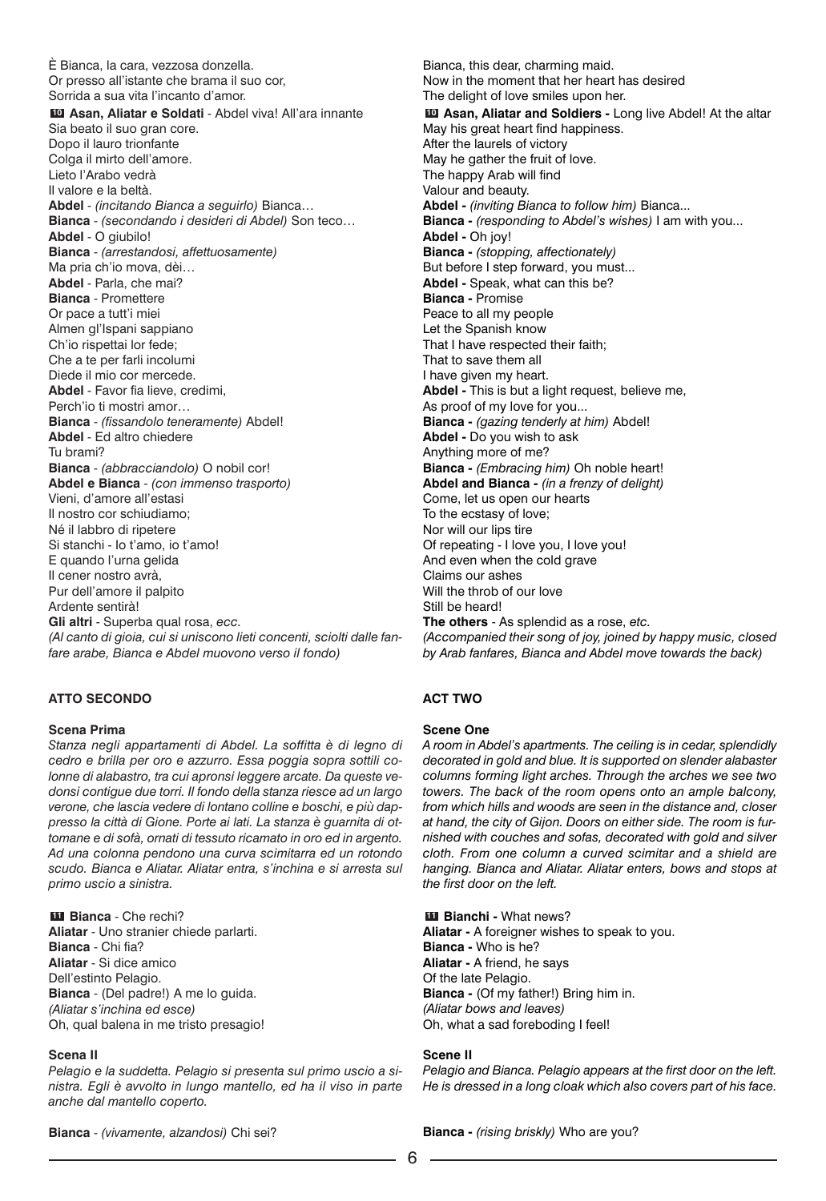È Bianca, la cara, vezzosa donzella.
Or presso all'istante che brama il suo cor,
Sorrida a sua vita l'incanto d'amor.

**10 Asan, Aliatar e Soldati** - Abdel viva! All'ara innante
Sia beato il suo gran core.
Dopo il lauro trionfante
Colga il mirto dell'amore.
Lieto l'Arabo vedrà
Il valore e la beltà.

**Abdel** - *(incitando Bianca a seguirlo)* Bianca…

**Bianca** - *(secondando i desideri di Abdel)* Son teco…

**Abdel** - O giubilo!

**Bianca** - *(arrestandosi, affettuosamente)*
Ma pria ch'io mova, dèi…

**Abdel** - Parla, che mai?

**Bianca** - Promettere
Or pace a tutt'i miei
Almen gl'Ispani sappiano
Ch'io rispettai lor fede;
Che a te per farli incolumi
Diede il mio cor mercede.

**Abdel** - Favor fia lieve, credimi,
Perch'io ti mostri amor…

**Bianca** - *(fissandolo teneramente)* Abdel!

**Abdel** - Ed altro chiedere
Tu brami?

**Bianca** - *(abbracciandolo)* O nobil cor!

**Abdel e Bianca** - *(con immenso trasporto)*
Vieni, d'amore all'estasi
Il nostro cor schiudiamo;
Né il labbro di ripetere
Si stanchi - Io t'amo, io t'amo!
E quando l'urna gelida
Il cener nostro avrà,
Pur dell'amore il palpito
Ardente sentirà!

**Gli altri** - Superba qual rosa, *ecc.*

*(Al canto di gioia, cui si uniscono lieti concenti, sciolti dalle fanfare arabe, Bianca e Abdel muovono verso il fondo)*

**ATTO SECONDO**

**Scena Prima**

*Stanza negli appartamenti di Abdel. La soffitta è di legno di cedro e brilla per oro e azzurro. Essa poggia sopra sottili colonne di alabastro, tra cui apronsi leggere arcate. Da queste vedonsi contigue due torri. Il fondo della stanza riesce ad un largo verone, che lascia vedere di lontano colline e boschi, e più dappresso la città di Gione. Porte ai lati. La stanza è guarnita di ottomane e di sofà, ornati di tessuto ricamato in oro ed in argento. Ad una colonna pendono una curva scimitarra ed un rotondo scudo. Bianca e Aliatar. Aliatar entra, s'inchina e si arresta sul primo uscio a sinistra.*

**11 Bianca** - Che rechi?

**Aliatar** - Uno stranier chiede parlarti.

**Bianca** - Chi fia?

**Aliatar** - Si dice amico
Dell'estinto Pelagio.

**Bianca** - (Del padre!) A me lo guida.
*(Aliatar s'inchina ed esce)*
Oh, qual balena in me tristo presagio!

**Scena II**

*Pelagio e la suddetta. Pelagio si presenta sul primo uscio a sinistra. Egli è avvolto in lungo mantello, ed ha il viso in parte anche dal mantello coperto.*

**Bianca** - *(vivamente, alzandosi)* Chi sei?

---

Bianca, this dear, charming maid.
Now in the moment that her heart has desired
The delight of love smiles upon her.

**10 Asan, Aliatar and Soldiers** - Long live Abdel! At the altar
May his great heart find happiness.
After the laurels of victory
May he gather the fruit of love.
The happy Arab will find
Valour and beauty.

**Abdel** - *(inviting Bianca to follow him)* Bianca...

**Bianca** - *(responding to Abdel's wishes)* I am with you...

**Abdel** - Oh joy!

**Bianca** - *(stopping, affectionately)*
But before I step forward, you must...

**Abdel** - Speak, what can this be?

**Bianca** - Promise
Peace to all my people
Let the Spanish know
That I have respected their faith;
That to save them all
I have given my heart.

**Abdel** - This is but a light request, believe me,
As proof of my love for you...

**Bianca** - *(gazing tenderly at him)* Abdel!

**Abdel** - Do you wish to ask
Anything more of me?

**Bianca** - *(Embracing him)* Oh noble heart!

**Abdel and Bianca** - *(in a frenzy of delight)*
Come, let us open our hearts
To the ecstasy of love;
Nor will our lips tire
Of repeating - I love you, I love you!
And even when the cold grave
Claims our ashes
Will the throb of our love
Still be heard!

**The others** - As splendid as a rose, *etc.*

*(Accompanied their song of joy, joined by happy music, closed by Arab fanfares, Bianca and Abdel move towards the back)*

**ACT TWO**

**Scene One**

*A room in Abdel's apartments. The ceiling is in cedar, splendidly decorated in gold and blue. It is supported on slender alabaster columns forming light arches. Through the arches we see two towers. The back of the room opens onto an ample balcony, from which hills and woods are seen in the distance and, closer at hand, the city of Gijon. Doors on either side. The room is furnished with couches and sofas, decorated with gold and silver cloth. From one column a curved scimitar and a shield are hanging. Bianca and Aliatar. Aliatar enters, bows and stops at the first door on the left.*

**11 Bianchi** - What news?

**Aliatar** - A foreigner wishes to speak to you.

**Bianca** - Who is he?

**Aliatar** - A friend, he says
Of the late Pelagio.

**Bianca** - (Of my father!) Bring him in.
*(Aliatar bows and leaves)*
Oh, what a sad foreboding I feel!

**Scene II**

*Pelagio and Bianca. Pelagio appears at the first door on the left. He is dressed in a long cloak which also covers part of his face.*

**Bianca** - *(rising briskly)* Who are you?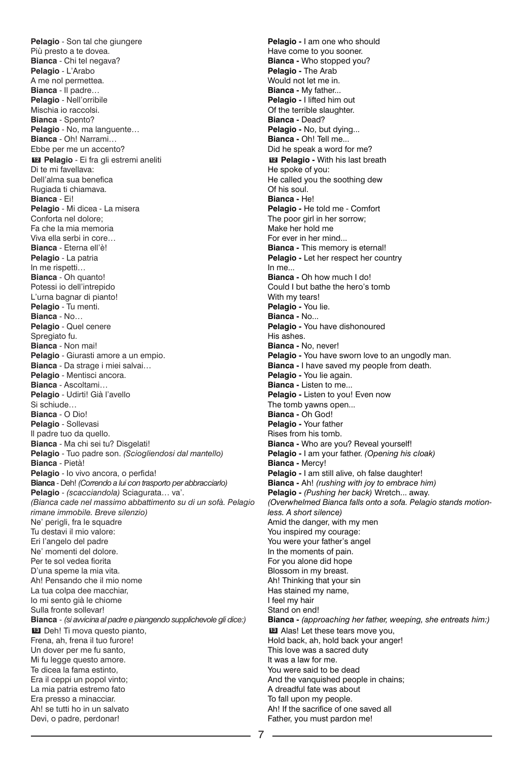**Pelagio** - Son tal che giungere
Più presto a te dovea.
**Bianca** - Chi tel negava?
**Pelagio** - L'Arabo
A me nol permettea.
**Bianca** - Il padre…
**Pelagio** - Nell'orribile
Mischia io raccolsi.
**Bianca** - Spento?
**Pelagio** - No, ma languente…
**Bianca** - Oh! Narrami…
Ebbe per me un accento?
**12** **Pelagio** - Ei fra gli estremi aneliti
Di te mi favellava:
Dell'alma sua benefica
Rugiada ti chiamava.
**Bianca** - Ei!
**Pelagio** - Mi dicea - La misera
Conforta nel dolore;
Fa che la mia memoria
Viva ella serbi in core…
**Bianca** - Eterna ell'è!
**Pelagio** - La patria
In me rispetti…
**Bianca** - Oh quanto!
Potessi io dell'intrepido
L'urna bagnar di pianto!
**Pelagio** - Tu menti.
**Bianca** - No…
**Pelagio** - Quel cenere
Spregiato fu.
**Bianca** - Non mai!
**Pelagio** - Giurasti amore a un empio.
**Bianca** - Da strage i miei salvai…
**Pelagio** - Mentisci ancora.
**Bianca** - Ascoltami…
**Pelagio** - Udirti! Già l'avello
Si schiude…
**Bianca** - O Dio!
**Pelagio** - Sollevasi
Il padre tuo da quello.
**Bianca** - Ma chi sei tu? Disgelati!
**Pelagio** - Tuo padre son. *(Sciogliendosi dal mantello)*
**Bianca** - Pietà!
**Pelagio** - Io vivo ancora, o perfida!
**Bianca** - Deh! *(Correndo a lui con trasporto per abbracciarlo)*
**Pelagio** - *(scacciandola)* Sciagurata… va'.
*(Bianca cade nel massimo abbattimento su di un sofà. Pelagio rimane immobile. Breve silenzio)*
Ne' perigli, fra le squadre
Tu destavi il mio valore:
Eri l'angelo del padre
Ne' momenti del dolore.
Per te sol vedea fiorita
D'una speme la mia vita.
Ah! Pensando che il mio nome
La tua colpa dee macchiar,
Io mi sento già le chiome
Sulla fronte sollevar!
**Bianca** - *(si avvicina al padre e piangendo supplichevole gli dice:)*
**13** Deh! Ti mova questo pianto,
Frena, ah, frena il tuo furore!
Un dover per me fu santo,
Mi fu legge questo amore.
Te dicea la fama estinto,
Era il ceppi un popol vinto;
La mia patria estremo fato
Era presso a minacciar.
Ah! se tutti ho in un salvato
Devi, o padre, perdonar!

**Pelagio -** I am one who should
Have come to you sooner.
**Bianca -** Who stopped you?
**Pelagio -** The Arab
Would not let me in.
**Bianca -** My father...
**Pelagio -** I lifted him out
Of the terrible slaughter.
**Bianca -** Dead?
**Pelagio -** No, but dying...
**Bianca -** Oh! Tell me...
Did he speak a word for me?
**12** **Pelagio -** With his last breath
He spoke of you:
He called you the soothing dew
Of his soul.
**Bianca -** He!
**Pelagio -** He told me - Comfort
The poor girl in her sorrow;
Make her hold me
For ever in her mind...
**Bianca -** This memory is eternal!
**Pelagio -** Let her respect her country
In me...
**Bianca -** Oh how much I do!
Could I but bathe the hero's tomb
With my tears!
**Pelagio -** You lie.
**Bianca -** No...
**Pelagio -** You have dishonoured
His ashes.
**Bianca -** No, never!
**Pelagio -** You have sworn love to an ungodly man.
**Bianca -** I have saved my people from death.
**Pelagio -** You lie again.
**Bianca -** Listen to me...
**Pelagio -** Listen to you! Even now
The tomb yawns open...
**Bianca -** Oh God!
**Pelagio -** Your father
Rises from his tomb.
**Bianca -** Who are you? Reveal yourself!
**Pelagio -** I am your father. *(Opening his cloak)*
**Bianca -** Mercy!
**Pelagio -** I am still alive, oh false daughter!
**Bianca -** Ah! *(rushing with joy to embrace him)*
**Pelagio -** *(Pushing her back)* Wretch... away.
*(Overwhelmed Bianca falls onto a sofa. Pelagio stands motionless. A short silence)*
Amid the danger, with my men
You inspired my courage:
You were your father's angel
In the moments of pain.
For you alone did hope
Blossom in my breast.
Ah! Thinking that your sin
Has stained my name,
I feel my hair
Stand on end!
**Bianca -** *(approaching her father, weeping, she entreats him:)*
**13** Alas! Let these tears move you,
Hold back, ah, hold back your anger!
This love was a sacred duty
It was a law for me.
You were said to be dead
And the vanquished people in chains;
A dreadful fate was about
To fall upon my people.
Ah! If the sacrifice of one saved all
Father, you must pardon me!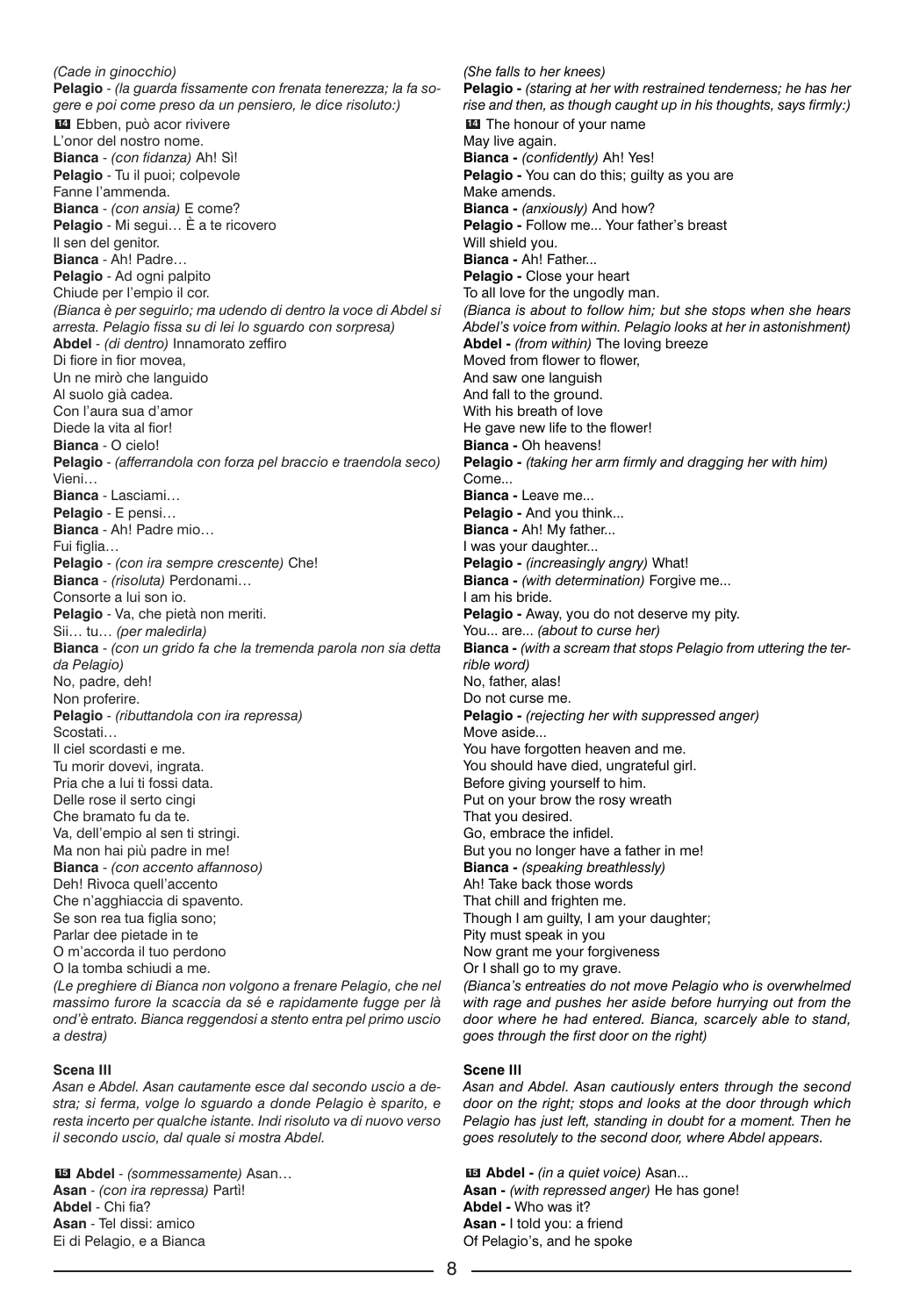*(Cade in ginocchio)*
**Pelagio** - *(la guarda fissamente con frenata tenerezza; la fa sorgere e poi come preso da un pensiero, le dice risoluto:)*
**14** Ebben, può acor rivivere
L'onor del nostro nome.
**Bianca** - *(con fidanza)* Ah! Sì!
**Pelagio** - Tu il puoi; colpevole
Fanne l'ammenda.
**Bianca** - *(con ansia)* E come?
**Pelagio** - Mi segui… È a te ricovero
Il sen del genitor.
**Bianca** - Ah! Padre…
**Pelagio** - Ad ogni palpito
Chiude per l'empio il cor.
*(Bianca è per seguirlo; ma udendo di dentro la voce di Abdel si arresta. Pelagio fissa su di lei lo sguardo con sorpresa)*
**Abdel** - *(di dentro)* Innamorato zeffiro
Di fiore in fior movea,
Un ne mirò che languido
Al suolo già cadea.
Con l'aura sua d'amor
Diede la vita al fior!
**Bianca** - O cielo!
**Pelagio** - *(afferrandola con forza pel braccio e traendola seco)* Vieni…
**Bianca** - Lasciami…
**Pelagio** - E pensi…
**Bianca** - Ah! Padre mio…
Fui figlia…
**Pelagio** - *(con ira sempre crescente)* Che!
**Bianca** - *(risoluta)* Perdonami…
Consorte a lui son io.
**Pelagio** - Va, che pietà non meriti.
Sii… tu… *(per maledirla)*
**Bianca** - *(con un grido fa che la tremenda parola non sia detta da Pelagio)*
No, padre, deh!
Non proferire.
**Pelagio** - *(ributtandola con ira repressa)*
Scostati…
Il ciel scordasti e me.
Tu morir dovevi, ingrata.
Pria che a lui ti fossi data.
Delle rose il serto cingi
Che bramato fu da te.
Va, dell'empio al sen ti stringi.
Ma non hai più padre in me!
**Bianca** - *(con accento affannoso)*
Deh! Rivoca quell'accento
Che n'agghiaccia di spavento.
Se son rea tua figlia sono;
Parlar dee pietade in te
O m'accorda il tuo perdono
O la tomba schiudi a me.
*(Le preghiere di Bianca non volgono a frenare Pelagio, che nel massimo furore la scaccia da sé e rapidamente fugge per là ond'è entrato. Bianca reggendosi a stento entra pel primo uscio a destra)*

**Scena III**

*Asan e Abdel. Asan cautamente esce dal secondo uscio a destra; si ferma, volge lo sguardo a donde Pelagio è sparito, e resta incerto per qualche istante. Indi risoluto va di nuovo verso il secondo uscio, dal quale si mostra Abdel.*

**15** **Abdel** - *(sommessamente)* Asan…
**Asan** - *(con ira repressa)* Partì!
**Abdel** - Chi fia?
**Asan** - Tel dissi: amico
Ei di Pelagio, e a Bianca

*(She falls to her knees)*
**Pelagio -** *(staring at her with restrained tenderness; he has her rise and then, as though caught up in his thoughts, says firmly:)*
**14** The honour of your name
May live again.
**Bianca -** *(confidently)* Ah! Yes!
**Pelagio -** You can do this; guilty as you are
Make amends.
**Bianca -** *(anxiously)* And how?
**Pelagio -** Follow me... Your father's breast
Will shield you.
**Bianca -** Ah! Father...
**Pelagio -** Close your heart
To all love for the ungodly man.
*(Bianca is about to follow him; but she stops when she hears Abdel's voice from within. Pelagio looks at her in astonishment)*
**Abdel -** *(from within)* The loving breeze
Moved from flower to flower,
And saw one languish
And fall to the ground.
With his breath of love
He gave new life to the flower!
**Bianca -** Oh heavens!
**Pelagio -** *(taking her arm firmly and dragging her with him)*
Come...
**Bianca -** Leave me...
**Pelagio -** And you think...
**Bianca -** Ah! My father...
I was your daughter...
**Pelagio -** *(increasingly angry)* What!
**Bianca -** *(with determination)* Forgive me...
I am his bride.
**Pelagio -** Away, you do not deserve my pity.
You... are... *(about to curse her)*
**Bianca -** *(with a scream that stops Pelagio from uttering the terrible word)*
No, father, alas!
Do not curse me.
**Pelagio -** *(rejecting her with suppressed anger)*
Move aside...
You have forgotten heaven and me.
You should have died, ungrateful girl.
Before giving yourself to him.
Put on your brow the rosy wreath
That you desired.
Go, embrace the infidel.
But you no longer have a father in me!
**Bianca -** *(speaking breathlessly)*
Ah! Take back those words
That chill and frighten me.
Though I am guilty, I am your daughter;
Pity must speak in you
Now grant me your forgiveness
Or I shall go to my grave.
*(Bianca's entreaties do not move Pelagio who is overwhelmed with rage and pushes her aside before hurrying out from the door where he had entered. Bianca, scarcely able to stand, goes through the first door on the right)*

**Scene III**

*Asan and Abdel. Asan cautiously enters through the second door on the right; stops and looks at the door through which Pelagio has just left, standing in doubt for a moment. Then he goes resolutely to the second door, where Abdel appears.*

**15** **Abdel -** *(in a quiet voice)* Asan...
**Asan -** *(with repressed anger)* He has gone!
**Abdel -** Who was it?
**Asan -** I told you: a friend
Of Pelagio's, and he spoke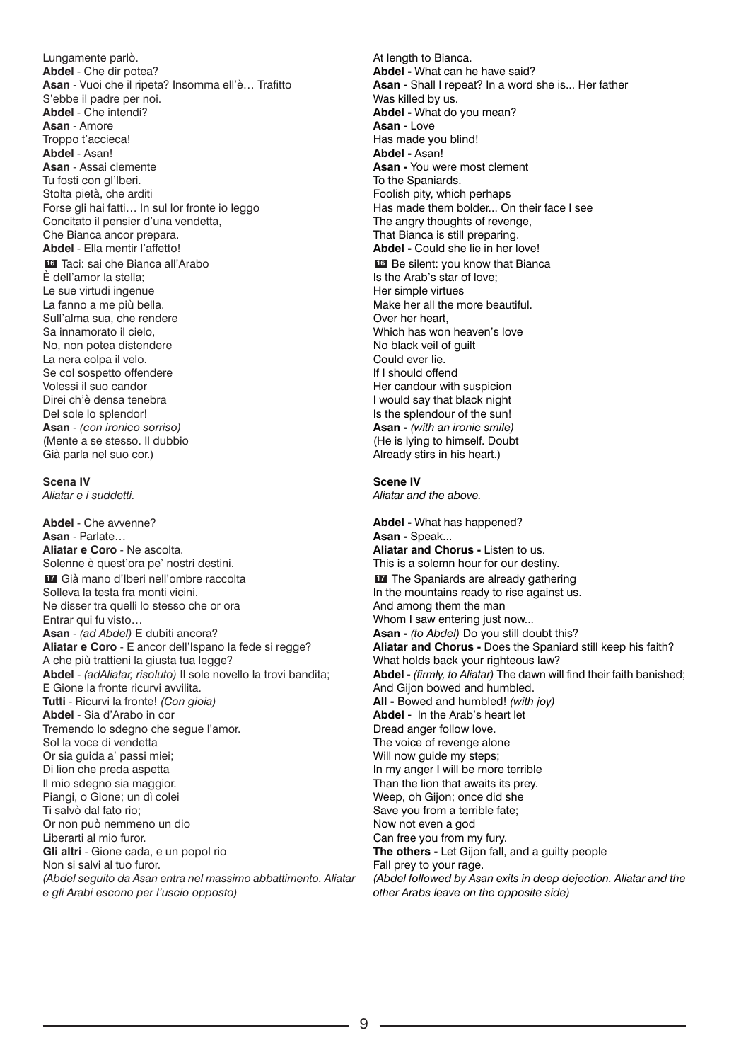Lungamente parlò.
**Abdel** - Che dir potea?
**Asan** - Vuoi che il ripeta? Insomma ell'è… Trafitto
S'ebbe il padre per noi.
**Abdel** - Che intendi?
**Asan** - Amore
Troppo t'accieca!
**Abdel** - Asan!
**Asan** - Assai clemente
Tu fosti con gl'Iberi.
Stolta pietà, che arditi
Forse gli hai fatti… In sul lor fronte io leggo
Concitato il pensier d'una vendetta,
Che Bianca ancor prepara.
**Abdel** - Ella mentir l'affetto!
**16** Taci: sai che Bianca all'Arabo
È dell'amor la stella;
Le sue virtudi ingenue
La fanno a me più bella.
Sull'alma sua, che rendere
Sa innamorato il cielo,
No, non potea distendere
La nera colpa il velo.
Se col sospetto offendere
Volessi il suo candor
Direi ch'è densa tenebra
Del sole lo splendor!
**Asan** - *(con ironico sorriso)*
(Mente a se stesso. Il dubbio
Già parla nel suo cor.)

**Scena IV**
*Aliatar e i suddetti.*

**Abdel** - Che avvenne?
**Asan** - Parlate…
**Aliatar e Coro** - Ne ascolta.
Solenne è quest'ora pe' nostri destini.
**17** Già mano d'Iberi nell'ombre raccolta
Solleva la testa fra monti vicini.
Ne disser tra quelli lo stesso che or ora
Entrar qui fu visto…
**Asan** - *(ad Abdel)* E dubiti ancora?
**Aliatar e Coro** - E ancor dell'Ispano la fede si regge?
A che più trattieni la giusta tua legge?
**Abdel** - *(adAliatar, risoluto)* Il sole novello la trovi bandita;
E Gione la fronte ricurvi avvilita.
**Tutti** - Ricurvi la fronte! *(Con gioia)*
**Abdel** - Sia d'Arabo in cor
Tremendo lo sdegno che segue l'amor.
Sol la voce di vendetta
Or sia guida a' passi miei;
Di lion che preda aspetta
Il mio sdegno sia maggior.
Piangi, o Gione; un dì colei
Ti salvò dal fato rio;
Or non può nemmeno un dio
Liberarti al mio furor.
**Gli altri** - Gione cada, e un popol rio
Non si salvi al tuo furor.
*(Abdel seguito da Asan entra nel massimo abbattimento. Aliatar e gli Arabi escono per l'uscio opposto)*

At length to Bianca.
**Abdel -** What can he have said?
**Asan -** Shall I repeat? In a word she is... Her father
Was killed by us.
**Abdel -** What do you mean?
**Asan -** Love
Has made you blind!
**Abdel -** Asan!
**Asan -** You were most clement
To the Spaniards.
Foolish pity, which perhaps
Has made them bolder... On their face I see
The angry thoughts of revenge,
That Bianca is still preparing.
**Abdel -** Could she lie in her love!
**16** Be silent: you know that Bianca
Is the Arab's star of love;
Her simple virtues
Make her all the more beautiful.
Over her heart,
Which has won heaven's love
No black veil of guilt
Could ever lie.
If I should offend
Her candour with suspicion
I would say that black night
Is the splendour of the sun!
**Asan -** *(with an ironic smile)*
(He is lying to himself. Doubt
Already stirs in his heart.)

**Scene IV**
*Aliatar and the above.*

**Abdel -** What has happened?
**Asan -** Speak...
**Aliatar and Chorus -** Listen to us.
This is a solemn hour for our destiny.
**17** The Spaniards are already gathering
In the mountains ready to rise against us.
And among them the man
Whom I saw entering just now...
**Asan -** *(to Abdel)* Do you still doubt this?
**Aliatar and Chorus -** Does the Spaniard still keep his faith?
What holds back your righteous law?
**Abdel -** *(firmly, to Aliatar)* The dawn will find their faith banished;
And Gijon bowed and humbled.
**All -** Bowed and humbled! *(with joy)*
**Abdel -** In the Arab's heart let
Dread anger follow love.
The voice of revenge alone
Will now guide my steps;
In my anger I will be more terrible
Than the lion that awaits its prey.
Weep, oh Gijon; once did she
Save you from a terrible fate;
Now not even a god
Can free you from my fury.
**The others -** Let Gijon fall, and a guilty people
Fall prey to your rage.
*(Abdel followed by Asan exits in deep dejection. Aliatar and the other Arabs leave on the opposite side)*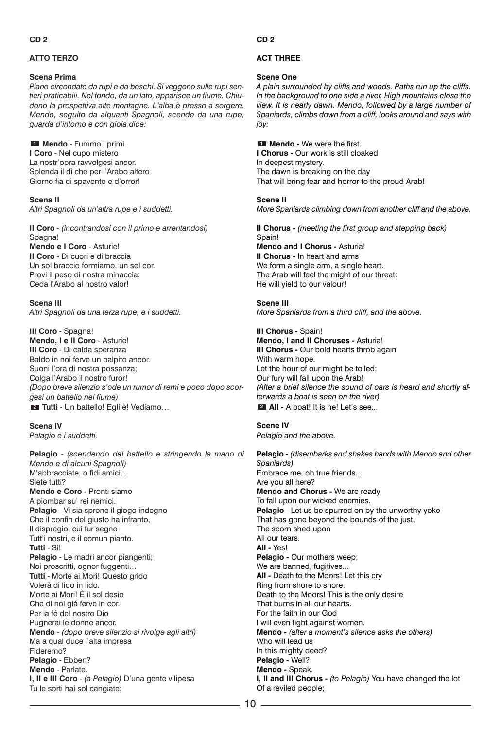**CD 2**

**ATTO TERZO**

**Scena Prima**

*Piano circondato da rupi e da boschi. Si veggono sulle rupi sentieri praticabili. Nel fondo, da un lato, apparisce un fiume. Chiudono la prospettiva alte montagne. L'alba è presso a sorgere. Mendo, seguito da alquanti Spagnoli, scende da una rupe, guarda d'intorno e con gioia dice:*

**1** **Mendo** - Fummo i primi.
**I Coro** - Nel cupo mistero
La nostr'opra ravvolgesi ancor.
Splenda il dì che per l'Arabo altero
Giorno fia di spavento e d'orror!

**Scena II**

*Altri Spagnoli da un'altra rupe e i suddetti.*

**II Coro** - *(incontrandosi con il primo e arrentandosi)*
Spagna!
**Mendo e I Coro** - Asturie!
**II Coro** - Di cuori e di braccia
Un sol braccio formiamo, un sol cor.
Provi il peso di nostra minaccia:
Ceda l'Arabo al nostro valor!

**Scena III**

*Altri Spagnoli da una terza rupe, e i suddetti.*

**III Coro** - Spagna!
**Mendo, I e II Coro** - Asturie!
**III Coro** - Di calda speranza
Baldo in noi ferve un palpito ancor.
Suoni l'ora di nostra possanza;
Colga l'Arabo il nostro furor!
*(Dopo breve silenzio s'ode un rumor di remi e poco dopo scorgesi un battello nel fiume)*
**2** **Tutti** - Un battello! Egli è! Vediamo…

**Scena IV**

*Pelagio e i suddetti.*

**Pelagio** - *(scendendo dal battello e stringendo la mano di Mendo e di alcuni Spagnoli)*
M'abbracciate, o fidi amici…
Siete tutti?
**Mendo e Coro** - Pronti siamo
A piombar su' rei nemici.
**Pelagio** - Vi sia sprone il giogo indegno
Che il confin del giusto ha infranto,
Il dispregio, cui fur segno
Tutt'i nostri, e il comun pianto.
**Tutti** - Sì!
**Pelagio** - Le madri ancor piangenti;
Noi proscritti, ognor fuggenti…
**Tutti** - Morte ai Mori! Questo grido
Volerà di lido in lido.
Morte ai Mori! È il sol desio
Che di noi già ferve in cor.
Per la fé del nostro Dio
Pugnerai le donne ancor.
**Mendo** - *(dopo breve silenzio si rivolge agli altri)*
Ma a qual duce l'alta impresa
Fideremo?
**Pelagio** - Ebben?
**Mendo** - Parlate.
**I, II e III Coro** - *(a Pelagio)* D'una gente vilipesa
Tu le sorti hai sol cangiate;

**CD 2**

**ACT THREE**

**Scene One**

*A plain surrounded by cliffs and woods. Paths run up the cliffs. In the background to one side a river. High mountains close the view. It is nearly dawn. Mendo, followed by a large number of Spaniards, climbs down from a cliff, looks around and says with joy:*

**1** **Mendo -** We were the first.
**I Chorus -** Our work is still cloaked
In deepest mystery.
The dawn is breaking on the day
That will bring fear and horror to the proud Arab!

**Scene II**

*More Spaniards climbing down from another cliff and the above.*

**II Chorus -** *(meeting the first group and stepping back)*
Spain!
**Mendo and I Chorus -** Asturia!
**II Chorus -** In heart and arms
We form a single arm, a single heart.
The Arab will feel the might of our threat:
He will yield to our valour!

**Scene III**

*More Spaniards from a third cliff, and the above.*

**III Chorus -** Spain!
**Mendo, I and II Choruses -** Asturia!
**III Chorus -** Our bold hearts throb again
With warm hope.
Let the hour of our might be tolled;
Our fury will fall upon the Arab!
*(After a brief silence the sound of oars is heard and shortly afterwards a boat is seen on the river)*
**2** **All -** A boat! It is he! Let's see...

**Scene IV**

*Pelagio and the above.*

**Pelagio -** *(disembarks and shakes hands with Mendo and other Spaniards)*
Embrace me, oh true friends...
Are you all here?
**Mendo and Chorus -** We are ready
To fall upon our wicked enemies.
**Pelagio** - Let us be spurred on by the unworthy yoke
That has gone beyond the bounds of the just,
The scorn shed upon
All our tears.
**All -** Yes!
**Pelagio -** Our mothers weep;
We are banned, fugitives...
**All -** Death to the Moors! Let this cry
Ring from shore to shore.
Death to the Moors! This is the only desire
That burns in all our hearts.
For the faith in our God
I will even fight against women.
**Mendo -** *(after a moment's silence asks the others)*
Who will lead us
In this mighty deed?
**Pelagio -** Well?
**Mendo -** Speak.
**I, II and III Chorus -** *(to Pelagio)* You have changed the lot
Of a reviled people;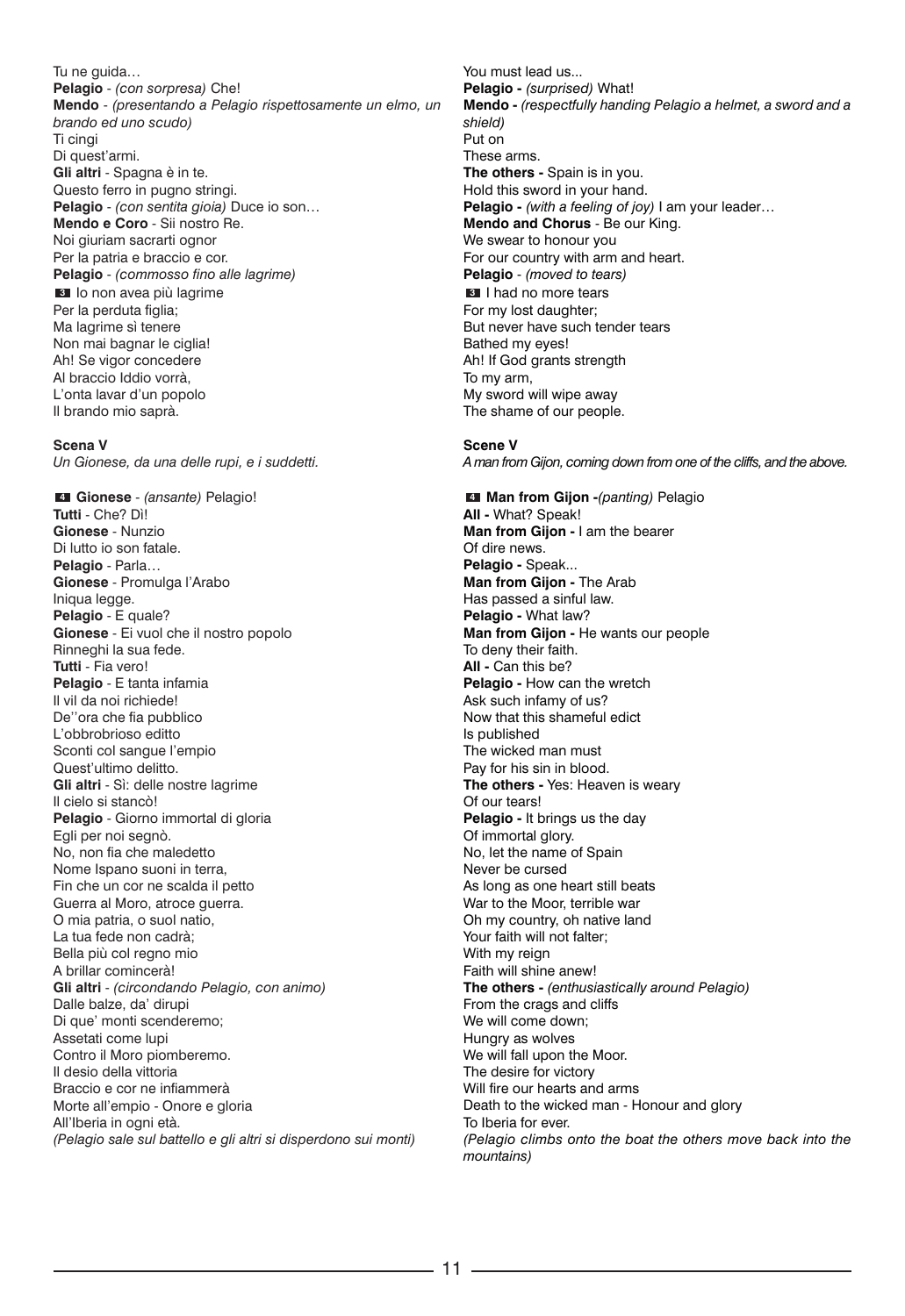Tu ne guida…
**Pelagio** - *(con sorpresa)* Che!
**Mendo** - *(presentando a Pelagio rispettosamente un elmo, un brando ed uno scudo)*
Ti cingi
Di quest'armi.
**Gli altri** - Spagna è in te.
Questo ferro in pugno stringi.
**Pelagio** - *(con sentita gioia)* Duce io son…
**Mendo e Coro** - Sii nostro Re.
Noi giuriam sacrarti ognor
Per la patria e braccio e cor.
**Pelagio** - *(commosso fino alle lagrime)*
**3** Io non avea più lagrime
Per la perduta figlia;
Ma lagrime sì tenere
Non mai bagnar le ciglia!
Ah! Se vigor concedere
Al braccio Iddio vorrà,
L'onta lavar d'un popolo
Il brando mio saprà.

**Scena V**
*Un Gionese, da una delle rupi, e i suddetti.*

**4** **Gionese** - *(ansante)* Pelagio!
**Tutti** - Che? Dì!
**Gionese** - Nunzio
Di lutto io son fatale.
**Pelagio** - Parla…
**Gionese** - Promulga l'Arabo
Iniqua legge.
**Pelagio** - E quale?
**Gionese** - Ei vuol che il nostro popolo
Rinneghi la sua fede.
**Tutti** - Fia vero!
**Pelagio** - E tanta infamia
Il vil da noi richiede!
De''ora che fia pubblico
L'obbrobrioso editto
Sconti col sangue l'empio
Quest'ultimo delitto.
**Gli altri** - Sì: delle nostre lagrime
Il cielo si stancò!
**Pelagio** - Giorno immortal di gloria
Egli per noi segnò.
No, non fia che maledetto
Nome Ispano suoni in terra,
Fin che un cor ne scalda il petto
Guerra al Moro, atroce guerra.
O mia patria, o suol natio,
La tua fede non cadrà;
Bella più col regno mio
A brillar comincerà!
**Gli altri** - *(circondando Pelagio, con animo)*
Dalle balze, da' dirupi
Di que' monti scenderemo;
Assetati come lupi
Contro il Moro piomberemo.
Il desio della vittoria
Braccio e cor ne infiammerà
Morte all'empio - Onore e gloria
All'Iberia in ogni età.
*(Pelagio sale sul battello e gli altri si disperdono sui monti)*

You must lead us...
**Pelagio -** *(surprised)* What!
**Mendo -** *(respectfully handing Pelagio a helmet, a sword and a shield)*
Put on
These arms.
**The others -** Spain is in you.
Hold this sword in your hand.
**Pelagio -** *(with a feeling of joy)* I am your leader…
**Mendo and Chorus** - Be our King.
We swear to honour you
For our country with arm and heart.
**Pelagio** - *(moved to tears)*
**3** I had no more tears
For my lost daughter;
But never have such tender tears
Bathed my eyes!
Ah! If God grants strength
To my arm,
My sword will wipe away
The shame of our people.

**Scene V**
*A man from Gijon, coming down from one of the cliffs, and the above.*

**4** **Man from Gijon -***(panting)* Pelagio
**All -** What? Speak!
**Man from Gijon -** I am the bearer
Of dire news.
**Pelagio -** Speak...
**Man from Gijon -** The Arab
Has passed a sinful law.
**Pelagio -** What law?
**Man from Gijon -** He wants our people
To deny their faith.
**All -** Can this be?
**Pelagio -** How can the wretch
Ask such infamy of us?
Now that this shameful edict
Is published
The wicked man must
Pay for his sin in blood.
**The others -** Yes: Heaven is weary
Of our tears!
**Pelagio -** It brings us the day
Of immortal glory.
No, let the name of Spain
Never be cursed
As long as one heart still beats
War to the Moor, terrible war
Oh my country, oh native land
Your faith will not falter;
With my reign
Faith will shine anew!
**The others -** *(enthusiastically around Pelagio)*
From the crags and cliffs
We will come down;
Hungry as wolves
We will fall upon the Moor.
The desire for victory
Will fire our hearts and arms
Death to the wicked man - Honour and glory
To Iberia for ever.
*(Pelagio climbs onto the boat the others move back into the mountains)*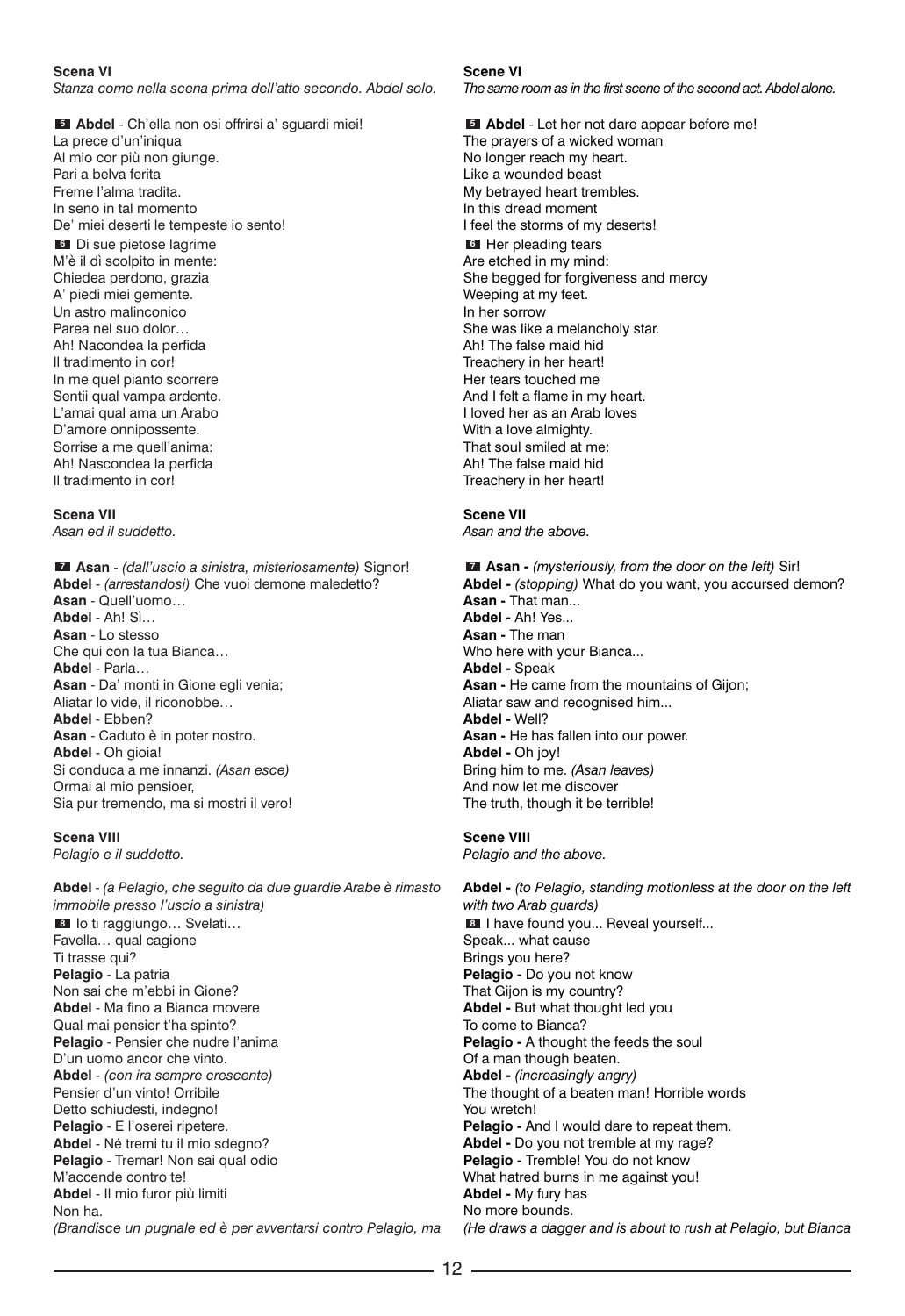**Scena VI**

*Stanza come nella scena prima dell'atto secondo. Abdel solo.*

**5** **Abdel** - Ch'ella non osi offrirsi a' sguardi miei!
La prece d'un'iniqua
Al mio cor più non giunge.
Pari a belva ferita
Freme l'alma tradita.
In seno in tal momento
De' miei deserti le tempeste io sento!
**6** Di sue pietose lagrime
M'è il dì scolpito in mente:
Chiedea perdono, grazia
A' piedi miei gemente.
Un astro malinconico
Parea nel suo dolor…
Ah! Nacondea la perfida
Il tradimento in cor!
In me quel pianto scorrere
Sentii qual vampa ardente.
L'amai qual ama un Arabo
D'amore onnipossente.
Sorrise a me quell'anima:
Ah! Nascondea la perfida
Il tradimento in cor!

**Scena VII**

*Asan ed il suddetto.*

**7** **Asan** - *(dall'uscio a sinistra, misteriosamente)* Signor!
**Abdel** - *(arrestandosi)* Che vuoi demone maledetto?
**Asan** - Quell'uomo…
**Abdel** - Ah! Sì…
**Asan** - Lo stesso
Che qui con la tua Bianca…
**Abdel** - Parla…
**Asan** - Da' monti in Gione egli venia;
Aliatar lo vide, il riconobbe…
**Abdel** - Ebben?
**Asan** - Caduto è in poter nostro.
**Abdel** - Oh gioia!
Si conduca a me innanzi. *(Asan esce)*
Ormai al mio pensioer,
Sia pur tremendo, ma si mostri il vero!

**Scena VIII**

*Pelagio e il suddetto.*

**Abdel** - *(a Pelagio, che seguito da due guardie Arabe è rimasto immobile presso l'uscio a sinistra)*
**8** Io ti raggiungo… Svelati…
Favella… qual cagione
Ti trasse qui?
**Pelagio** - La patria
Non sai che m'ebbi in Gione?
**Abdel** - Ma fino a Bianca movere
Qual mai pensier t'ha spinto?
**Pelagio** - Pensier che nudre l'anima
D'un uomo ancor che vinto.
**Abdel** - *(con ira sempre crescente)*
Pensier d'un vinto! Orribile
Detto schiudesti, indegno!
**Pelagio** - E l'oserei ripetere.
**Abdel** - Né tremi tu il mio sdegno?
**Pelagio** - Tremar! Non sai qual odio
M'accende contro te!
**Abdel** - Il mio furor più limiti
Non ha.
*(Brandisce un pugnale ed è per avventarsi contro Pelagio, ma*

**Scene VI**

*The same room as in the first scene of the second act. Abdel alone.*

**5** **Abdel** - Let her not dare appear before me!
The prayers of a wicked woman
No longer reach my heart.
Like a wounded beast
My betrayed heart trembles.
In this dread moment
I feel the storms of my deserts!
**6** Her pleading tears
Are etched in my mind:
She begged for forgiveness and mercy
Weeping at my feet.
In her sorrow
She was like a melancholy star.
Ah! The false maid hid
Treachery in her heart!
Her tears touched me
And I felt a flame in my heart.
I loved her as an Arab loves
With a love almighty.
That soul smiled at me:
Ah! The false maid hid
Treachery in her heart!

**Scene VII**

*Asan and the above.*

**7** **Asan -** *(mysteriously, from the door on the left)* Sir!
**Abdel -** *(stopping)* What do you want, you accursed demon?
**Asan -** That man...
**Abdel -** Ah! Yes...
**Asan -** The man
Who here with your Bianca...
**Abdel -** Speak
**Asan -** He came from the mountains of Gijon;
Aliatar saw and recognised him...
**Abdel -** Well?
**Asan -** He has fallen into our power.
**Abdel -** Oh joy!
Bring him to me. *(Asan leaves)*
And now let me discover
The truth, though it be terrible!

**Scene VIII**

*Pelagio and the above.*

**Abdel -** *(to Pelagio, standing motionless at the door on the left with two Arab guards)*
**8** I have found you... Reveal yourself...
Speak... what cause
Brings you here?
**Pelagio -** Do you not know
That Gijon is my country?
**Abdel -** But what thought led you
To come to Bianca?
**Pelagio -** A thought the feeds the soul
Of a man though beaten.
**Abdel -** *(increasingly angry)*
The thought of a beaten man! Horrible words
You wretch!
**Pelagio -** And I would dare to repeat them.
**Abdel -** Do you not tremble at my rage?
**Pelagio -** Tremble! You do not know
What hatred burns in me against you!
**Abdel -** My fury has
No more bounds.
*(He draws a dagger and is about to rush at Pelagio, but Bianca*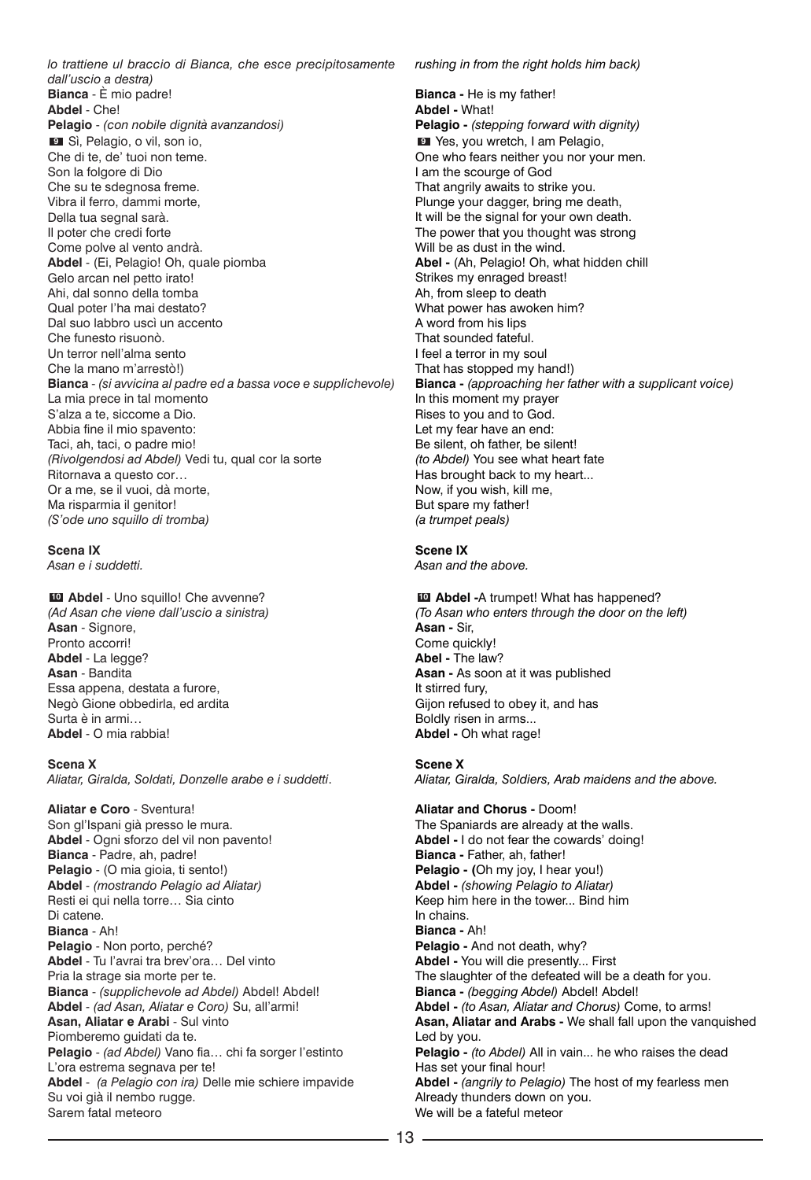*lo trattiene ul braccio di Bianca, che esce precipitosamente dall'uscio a destra)*
**Bianca** - È mio padre!
**Abdel** - Che!
**Pelagio** - *(con nobile dignità avanzandosi)*
**9** Sì, Pelagio, o vil, son io,
Che di te, de' tuoi non teme.
Son la folgore di Dio
Che su te sdegnosa freme.
Vibra il ferro, dammi morte,
Della tua segnal sarà.
Il poter che credi forte
Come polve al vento andrà.
**Abdel** - (Ei, Pelagio! Oh, quale piomba
Gelo arcan nel petto irato!
Ahi, dal sonno della tomba
Qual poter l'ha mai destato?
Dal suo labbro uscì un accento
Che funesto risuonò.
Un terror nell'alma sento
Che la mano m'arrestò!)
**Bianca** - *(si avvicina al padre ed a bassa voce e supplichevole)*
La mia prece in tal momento
S'alza a te, siccome a Dio.
Abbia fine il mio spavento:
Taci, ah, taci, o padre mio!
*(Rivolgendosi ad Abdel)* Vedi tu, qual cor la sorte
Ritornava a questo cor…
Or a me, se il vuoi, dà morte,
Ma risparmia il genitor!
*(S'ode uno squillo di tromba)*

**Scena IX**
*Asan e i suddetti.*

**10** **Abdel** - Uno squillo! Che avvenne?
*(Ad Asan che viene dall'uscio a sinistra)*
**Asan** - Signore,
Pronto accorri!
**Abdel** - La legge?
**Asan** - Bandita
Essa appena, destata a furore,
Negò Gione obbedirla, ed ardita
Surta è in armi…
**Abdel** - O mia rabbia!

**Scena X**
*Aliatar, Giralda, Soldati, Donzelle arabe e i suddetti.*

**Aliatar e Coro** - Sventura!
Son gl'Ispani già presso le mura.
**Abdel** - Ogni sforzo del vil non pavento!
**Bianca** - Padre, ah, padre!
**Pelagio** - (O mia gioia, ti sento!)
**Abdel** - *(mostrando Pelagio ad Aliatar)*
Resti ei qui nella torre… Sia cinto
Di catene.
**Bianca** - Ah!
**Pelagio** - Non porto, perché?
**Abdel** - Tu l'avrai tra brev'ora… Del vinto
Pria la strage sia morte per te.
**Bianca** - *(supplichevole ad Abdel)* Abdel! Abdel!
**Abdel** - *(ad Asan, Aliatar e Coro)* Su, all'armi!
**Asan, Aliatar e Arabi** - Sul vinto
Piomberemo guidati da te.
**Pelagio** - *(ad Abdel)* Vano fia… chi fa sorger l'estinto
L'ora estrema segnava per te!
**Abdel** - *(a Pelagio con ira)* Delle mie schiere impavide
Su voi già il nembo rugge.
Sarem fatal meteoro

*rushing in from the right holds him back)*

**Bianca -** He is my father!
**Abdel -** What!
**Pelagio -** *(stepping forward with dignity)*
**9** Yes, you wretch, I am Pelagio,
One who fears neither you nor your men.
I am the scourge of God
That angrily awaits to strike you.
Plunge your dagger, bring me death,
It will be the signal for your own death.
The power that you thought was strong
Will be as dust in the wind.
**Abel -** (Ah, Pelagio! Oh, what hidden chill
Strikes my enraged breast!
Ah, from sleep to death
What power has awoken him?
A word from his lips
That sounded fateful.
I feel a terror in my soul
That has stopped my hand!)
**Bianca -** *(approaching her father with a supplicant voice)*
In this moment my prayer
Rises to you and to God.
Let my fear have an end:
Be silent, oh father, be silent!
*(to Abdel)* You see what heart fate
Has brought back to my heart...
Now, if you wish, kill me,
But spare my father!
*(a trumpet peals)*

**Scene IX**
*Asan and the above.*

**10** **Abdel -**A trumpet! What has happened?
*(To Asan who enters through the door on the left)*
**Asan -** Sir,
Come quickly!
**Abel -** The law?
**Asan -** As soon at it was published
It stirred fury,
Gijon refused to obey it, and has
Boldly risen in arms...
**Abdel -** Oh what rage!

**Scene X**
*Aliatar, Giralda, Soldiers, Arab maidens and the above.*

**Aliatar and Chorus -** Doom!
The Spaniards are already at the walls.
**Abdel -** I do not fear the cowards' doing!
**Bianca -** Father, ah, father!
**Pelagio -** (Oh my joy, I hear you!)
**Abdel -** *(showing Pelagio to Aliatar)*
Keep him here in the tower... Bind him
In chains.
**Bianca -** Ah!
**Pelagio -** And not death, why?
**Abdel -** You will die presently... First
The slaughter of the defeated will be a death for you.
**Bianca -** *(begging Abdel)* Abdel! Abdel!
**Abdel -** *(to Asan, Aliatar and Chorus)* Come, to arms!
**Asan, Aliatar and Arabs -** We shall fall upon the vanquished
Led by you.
**Pelagio -** *(to Abdel)* All in vain... he who raises the dead
Has set your final hour!
**Abdel -** *(angrily to Pelagio)* The host of my fearless men
Already thunders down on you.
We will be a fateful meteor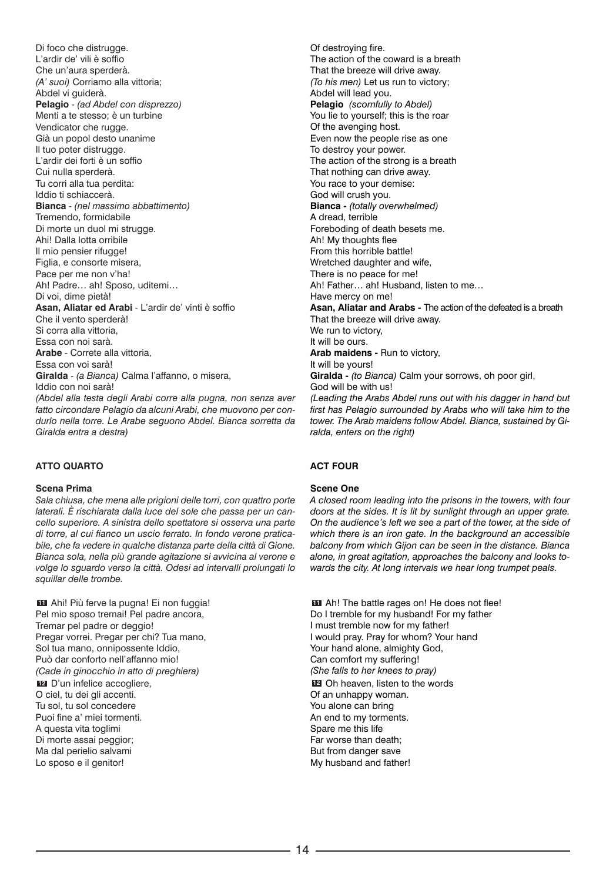Di foco che distrugge.
L'ardir de' vili è soffio
Che un'aura sperderà.
*(A' suoi)* Corriamo alla vittoria;
Abdel vi guiderà.
**Pelagio** - *(ad Abdel con disprezzo)*
Menti a te stesso; è un turbine
Vendicator che rugge.
Già un popol desto unanime
Il tuo poter distrugge.
L'ardir dei forti è un soffio
Cui nulla sperderà.
Tu corri alla tua perdita:
Iddio ti schiaccerà.
**Bianca** - *(nel massimo abbattimento)*
Tremendo, formidabile
Di morte un duol mi strugge.
Ahi! Dalla lotta orribile
Il mio pensier rifugge!
Figlia, e consorte misera,
Pace per me non v'ha!
Ah! Padre… ah! Sposo, uditemi…
Di voi, dime pietà!
**Asan, Aliatar ed Arabi** - L'ardir de' vinti è soffio
Che il vento sperderà!
Si corra alla vittoria,
Essa con noi sarà.
**Arabe** - Correte alla vittoria,
Essa con voi sarà!
**Giralda** - *(a Bianca)* Calma l'affanno, o misera,
Iddio con noi sarà!
*(Abdel alla testa degli Arabi corre alla pugna, non senza aver fatto circondare Pelagio da alcuni Arabi, che muovono per condurlo nella torre. Le Arabe seguono Abdel. Bianca sorretta da Giralda entra a destra)*

Of destroying fire.
The action of the coward is a breath
That the breeze will drive away.
*(To his men)* Let us run to victory;
Abdel will lead you.
**Pelagio** *(scornfully to Abdel)*
You lie to yourself; this is the roar
Of the avenging host.
Even now the people rise as one
To destroy your power.
The action of the strong is a breath
That nothing can drive away.
You race to your demise:
God will crush you.
**Bianca -** *(totally overwhelmed)*
A dread, terrible
Foreboding of death besets me.
Ah! My thoughts flee
From this horrible battle!
Wretched daughter and wife,
There is no peace for me!
Ah! Father… ah! Husband, listen to me…
Have mercy on me!
**Asan, Aliatar and Arabs -** The action of the defeated is a breath
That the breeze will drive away.
We run to victory,
It will be ours.
**Arab maidens -** Run to victory,
It will be yours!
**Giralda -** *(to Bianca)* Calm your sorrows, oh poor girl,
God will be with us!
*(Leading the Arabs Abdel runs out with his dagger in hand but first has Pelagio surrounded by Arabs who will take him to the tower. The Arab maidens follow Abdel. Bianca, sustained by Giralda, enters on the right)*

## ATTO QUARTO

### Scena Prima

*Sala chiusa, che mena alle prigioni delle torri, con quattro porte laterali. È rischiarata dalla luce del sole che passa per un cancello superiore. A sinistra dello spettatore si osserva una parte di torre, al cui fianco un uscio ferrato. In fondo verone praticabile, che fa vedere in qualche distanza parte della città di Gione. Bianca sola, nella più grande agitazione si avvicina al verone e volge lo sguardo verso la città. Odesi ad intervalli prolungati lo squillar delle trombe.*

**11** Ahi! Più ferve la pugna! Ei non fuggia!
Pel mio sposo tremai! Pel padre ancora,
Tremar pel padre or deggio!
Pregar vorrei. Pregar per chi? Tua mano,
Sol tua mano, onnipossente Iddio,
Può dar conforto nell'affanno mio!
*(Cade in ginocchio in atto di preghiera)*
**12** D'un infelice accogliere,
O ciel, tu dei gli accenti.
Tu sol, tu sol concedere
Puoi fine a' miei tormenti.
A questa vita toglimi
Di morte assai peggior;
Ma dal perielio salvami
Lo sposo e il genitor!

## ACT FOUR

### Scene One

*A closed room leading into the prisons in the towers, with four doors at the sides. It is lit by sunlight through an upper grate. On the audience's left we see a part of the tower, at the side of which there is an iron gate. In the background an accessible balcony from which Gijon can be seen in the distance. Bianca alone, in great agitation, approaches the balcony and looks towards the city. At long intervals we hear long trumpet peals.*

**11** Ah! The battle rages on! He does not flee!
Do I tremble for my husband! For my father
I must tremble now for my father!
I would pray. Pray for whom? Your hand
Your hand alone, almighty God,
Can comfort my suffering!
*(She falls to her knees to pray)*
**12** Oh heaven, listen to the words
Of an unhappy woman.
You alone can bring
An end to my torments.
Spare me this life
Far worse than death;
But from danger save
My husband and father!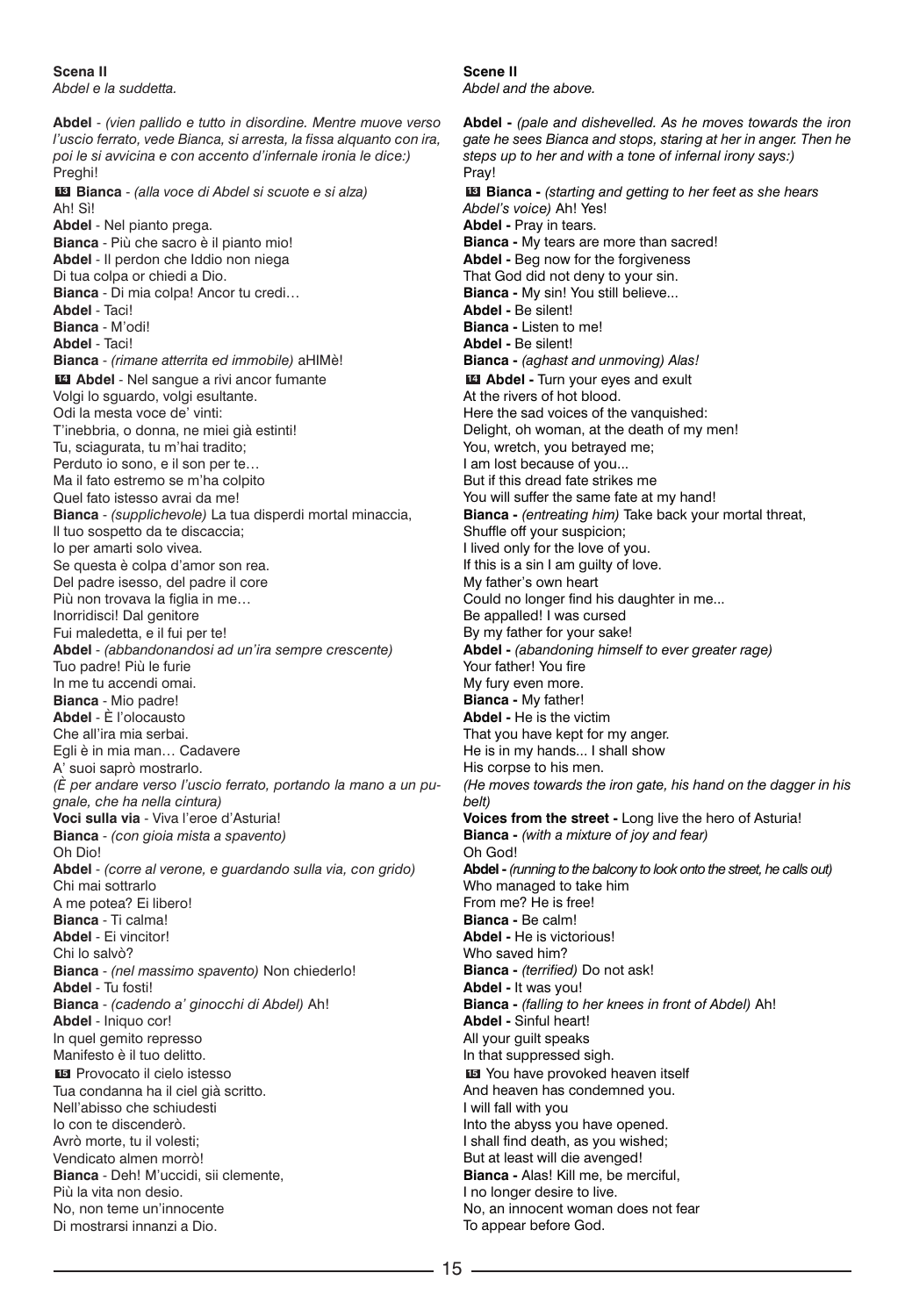**Scena II**
*Abdel e la suddetta.*

**Abdel** - *(vien pallido e tutto in disordine. Mentre muove verso l'uscio ferrato, vede Bianca, si arresta, la fissa alquanto con ira, poi le si avvicina e con accento d'infernale ironia le dice:)*
Preghi!
**13** **Bianca** - *(alla voce di Abdel si scuote e si alza)*
Ah! Sì!
**Abdel** - Nel pianto prega.
**Bianca** - Più che sacro è il pianto mio!
**Abdel** - Il perdon che Iddio non niega
Di tua colpa or chiedi a Dio.
**Bianca** - Di mia colpa! Ancor tu credi…
**Abdel** - Taci!
**Bianca** - M'odi!
**Abdel** - Taci!
**Bianca** - *(rimane atterrita ed immobile)* aHIMè!
**14** **Abdel** - Nel sangue a rivi ancor fumante
Volgi lo sguardo, volgi esultante.
Odi la mesta voce de' vinti:
T'inebbria, o donna, ne miei già estinti!
Tu, sciagurata, tu m'hai tradito;
Perduto io sono, e il son per te…
Ma il fato estremo se m'ha colpito
Quel fato istesso avrai da me!
**Bianca** - *(supplichevole)* La tua disperdi mortal minaccia,
Il tuo sospetto da te discaccia;
Io per amarti solo vivea.
Se questa è colpa d'amor son rea.
Del padre isesso, del padre il core
Più non trovava la figlia in me…
Inorridisci! Dal genitore
Fui maledetta, e il fui per te!
**Abdel** - *(abbandonandosi ad un'ira sempre crescente)*
Tuo padre! Più le furie
In me tu accendi omai.
**Bianca** - Mio padre!
**Abdel** - È l'olocausto
Che all'ira mia serbai.
Egli è in mia man… Cadavere
A' suoi saprò mostrarlo.
*(È per andare verso l'uscio ferrato, portando la mano a un pugnale, che ha nella cintura)*
**Voci sulla via** - Viva l'eroe d'Asturia!
**Bianca** - *(con gioia mista a spavento)*
Oh Dio!
**Abdel** - *(corre al verone, e guardando sulla via, con grido)*
Chi mai sottrarlo
A me potea? Ei libero!
**Bianca** - Ti calma!
**Abdel** - Ei vincitor!
Chi lo salvò?
**Bianca** - *(nel massimo spavento)* Non chiederlo!
**Abdel** - Tu fosti!
**Bianca** - *(cadendo a' ginocchi di Abdel)* Ah!
**Abdel** - Iniquo cor!
In quel gemito represso
Manifesto è il tuo delitto.
**15** Provocato il cielo istesso
Tua condanna ha il ciel già scritto.
Nell'abisso che schiudesti
Io con te discenderò.
Avrò morte, tu il volesti;
Vendicato almen morrò!
**Bianca** - Deh! M'uccidi, sii clemente,
Più la vita non desio.
No, non teme un'innocente
Di mostrarsi innanzi a Dio.

**Scene II**
*Abdel and the above.*

**Abdel -** *(pale and dishevelled. As he moves towards the iron gate he sees Bianca and stops, staring at her in anger. Then he steps up to her and with a tone of infernal irony says:)*
Pray!
**13** **Bianca -** *(starting and getting to her feet as she hears Abdel's voice)* Ah! Yes!
**Abdel -** Pray in tears.
**Bianca -** My tears are more than sacred!
**Abdel -** Beg now for the forgiveness
That God did not deny to your sin.
**Bianca -** My sin! You still believe...
**Abdel -** Be silent!
**Bianca -** Listen to me!
**Abdel -** Be silent!
**Bianca -** *(aghast and unmoving)* Alas!
**14** **Abdel -** Turn your eyes and exult
At the rivers of hot blood.
Here the sad voices of the vanquished:
Delight, oh woman, at the death of my men!
You, wretch, you betrayed me;
I am lost because of you...
But if this dread fate strikes me
You will suffer the same fate at my hand!
**Bianca -** *(entreating him)* Take back your mortal threat,
Shuffle off your suspicion;
I lived only for the love of you.
If this is a sin I am guilty of love.
My father's own heart
Could no longer find his daughter in me...
Be appalled! I was cursed
By my father for your sake!
**Abdel -** *(abandoning himself to ever greater rage)*
Your father! You fire
My fury even more.
**Bianca -** My father!
**Abdel -** He is the victim
That you have kept for my anger.
He is in my hands... I shall show
His corpse to his men.
*(He moves towards the iron gate, his hand on the dagger in his belt)*
**Voices from the street -** Long live the hero of Asturia!
**Bianca -** *(with a mixture of joy and fear)*
Oh God!
**Abdel -** *(running to the balcony to look onto the street, he calls out)*
Who managed to take him
From me? He is free!
**Bianca -** Be calm!
**Abdel -** He is victorious!
Who saved him?
**Bianca -** *(terrified)* Do not ask!
**Abdel -** It was you!
**Bianca -** *(falling to her knees in front of Abdel)* Ah!
**Abdel -** Sinful heart!
All your guilt speaks
In that suppressed sigh.
**15** You have provoked heaven itself
And heaven has condemned you.
I will fall with you
Into the abyss you have opened.
I shall find death, as you wished;
But at least will die avenged!
**Bianca -** Alas! Kill me, be merciful,
I no longer desire to live.
No, an innocent woman does not fear
To appear before God.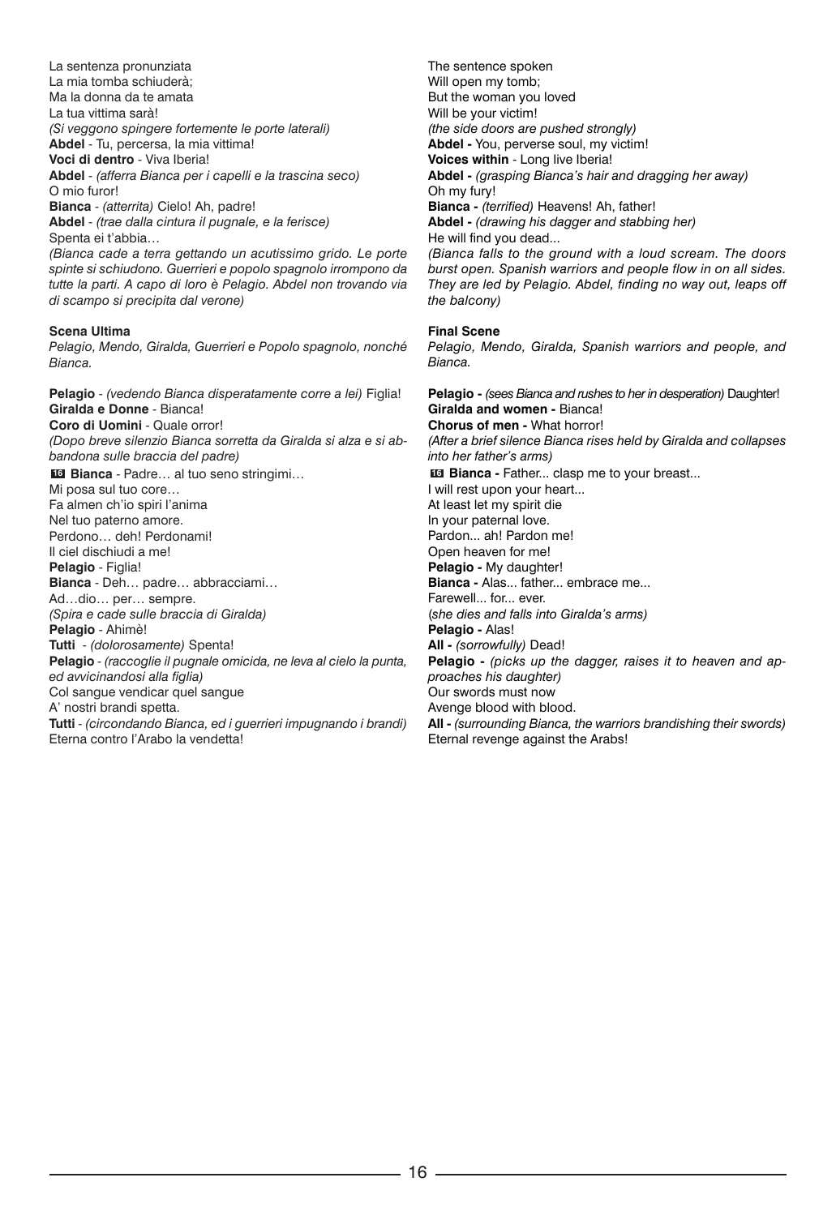La sentenza pronunziata
La mia tomba schiuderà;
Ma la donna da te amata
La tua vittima sarà!
*(Si veggono spingere fortemente le porte laterali)*
**Abdel** - Tu, percersa, la mia vittima!
**Voci di dentro** - Viva Iberia!
**Abdel** - *(afferra Bianca per i capelli e la trascina seco)*
O mio furor!
**Bianca** - *(atterrita)* Cielo! Ah, padre!
**Abdel** - *(trae dalla cintura il pugnale, e la ferisce)*
Spenta ei t'abbia…
*(Bianca cade a terra gettando un acutissimo grido. Le porte spinte si schiudono. Guerrieri e popolo spagnolo irrompono da tutte la parti. A capo di loro è Pelagio. Abdel non trovando via di scampo si precipita dal verone)*

**Scena Ultima**
*Pelagio, Mendo, Giralda, Guerrieri e Popolo spagnolo, nonché Bianca.*

**Pelagio** - *(vedendo Bianca disperatamente corre a lei)* Figlia!
**Giralda e Donne** - Bianca!
**Coro di Uomini** - Quale orror!
*(Dopo breve silenzio Bianca sorretta da Giralda si alza e si abbandona sulle braccia del padre)*
**16** **Bianca** - Padre… al tuo seno stringimi…
Mi posa sul tuo core…
Fa almen ch'io spiri l'anima
Nel tuo paterno amore.
Perdono… deh! Perdonami!
Il ciel dischiudi a me!
**Pelagio** - Figlia!
**Bianca** - Deh… padre… abbracciami…
Ad…dio… per… sempre.
*(Spira e cade sulle braccia di Giralda)*
**Pelagio** - Ahimè!
**Tutti** - *(dolorosamente)* Spenta!
**Pelagio** - *(raccoglie il pugnale omicida, ne leva al cielo la punta, ed avvicinandosi alla figlia)*
Col sangue vendicar quel sangue
A' nostri brandi spetta.
**Tutti** - *(circondando Bianca, ed i guerrieri impugnando i brandi)*
Eterna contro l'Arabo la vendetta!

The sentence spoken
Will open my tomb;
But the woman you loved
Will be your victim!
*(the side doors are pushed strongly)*
**Abdel -** You, perverse soul, my victim!
**Voices within** - Long live Iberia!
**Abdel -** *(grasping Bianca's hair and dragging her away)*
Oh my fury!
**Bianca -** *(terrified)* Heavens! Ah, father!
**Abdel -** *(drawing his dagger and stabbing her)*
He will find you dead...
*(Bianca falls to the ground with a loud scream. The doors burst open. Spanish warriors and people flow in on all sides. They are led by Pelagio. Abdel, finding no way out, leaps off the balcony)*

**Final Scene**
*Pelagio, Mendo, Giralda, Spanish warriors and people, and Bianca.*

**Pelagio -** *(sees Bianca and rushes to her in desperation)* Daughter!
**Giralda and women -** Bianca!
**Chorus of men -** What horror!
*(After a brief silence Bianca rises held by Giralda and collapses into her father's arms)*
**16** **Bianca -** Father... clasp me to your breast...
I will rest upon your heart...
At least let my spirit die
In your paternal love.
Pardon... ah! Pardon me!
Open heaven for me!
**Pelagio -** My daughter!
**Bianca -** Alas... father... embrace me...
Farewell... for... ever.
(*she dies and falls into Giralda's arms)*
**Pelagio -** Alas!
**All -** *(sorrowfully)* Dead!
**Pelagio -** *(picks up the dagger, raises it to heaven and approaches his daughter)*
Our swords must now
Avenge blood with blood.
**All -** *(surrounding Bianca, the warriors brandishing their swords)*
Eternal revenge against the Arabs!